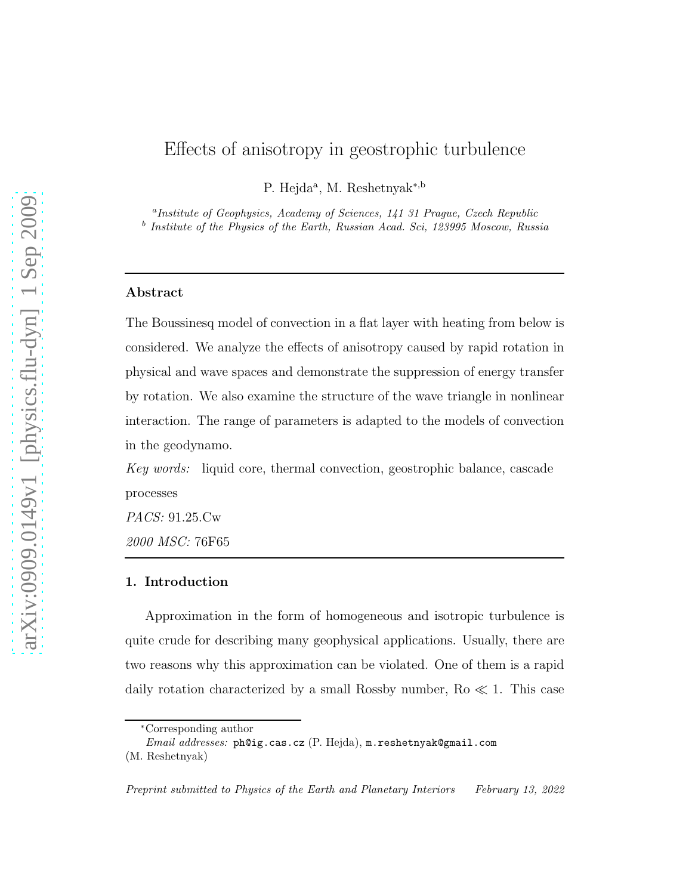# Effects of anisotropy in geostrophic turbulence

P. Hejda[a], M. Reshetnyak[*,b]

[a] *Institute of Geophysics, Academy of Sciences, 141 31 Prague, Czech Republic*
[b] *Institute of the Physics of the Earth, Russian Acad. Sci, 123995 Moscow, Russia*

---

**Abstract**

The Boussinesq model of convection in a flat layer with heating from below is considered. We analyze the effects of anisotropy caused by rapid rotation in physical and wave spaces and demonstrate the suppression of energy transfer by rotation. We also examine the structure of the wave triangle in nonlinear interaction. The range of parameters is adapted to the models of convection in the geodynamo.

*Key words:* liquid core, thermal convection, geostrophic balance, cascade processes

*PACS:* 91.25.Cw

*2000 MSC:* 76F65

---

## 1. Introduction

Approximation in the form of homogeneous and isotropic turbulence is quite crude for describing many geophysical applications. Usually, there are two reasons why this approximation can be violated. One of them is a rapid daily rotation characterized by a small Rossby number, Ro $\ll 1$. This case

---

*Corresponding author

*Email addresses:* ph@ig.cas.cz (P. Hejda), m.reshetnyak@gmail.com (M. Reshetnyak)

*Preprint submitted to Physics of the Earth and Planetary Interiors February 13, 2022*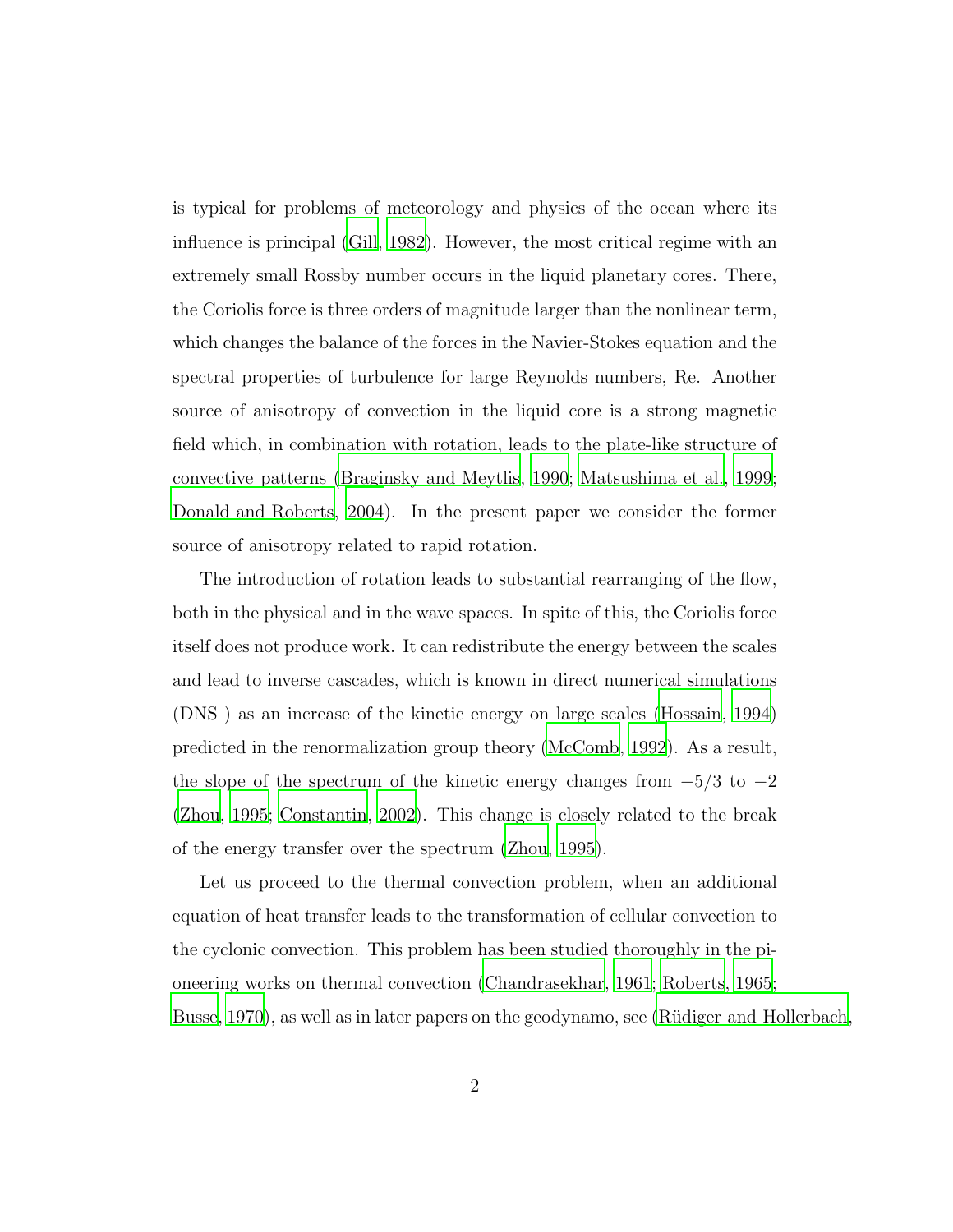is typical for problems of meteorology and physics of the ocean where its influence is principal (Gill, 1982). However, the most critical regime with an extremely small Rossby number occurs in the liquid planetary cores. There, the Coriolis force is three orders of magnitude larger than the nonlinear term, which changes the balance of the forces in the Navier-Stokes equation and the spectral properties of turbulence for large Reynolds numbers, Re. Another source of anisotropy of convection in the liquid core is a strong magnetic field which, in combination with rotation, leads to the plate-like structure of convective patterns (Braginsky and Meytlis, 1990; Matsushima et al., 1999; Donald and Roberts, 2004). In the present paper we consider the former source of anisotropy related to rapid rotation.

The introduction of rotation leads to substantial rearranging of the flow, both in the physical and in the wave spaces. In spite of this, the Coriolis force itself does not produce work. It can redistribute the energy between the scales and lead to inverse cascades, which is known in direct numerical simulations (DNS ) as an increase of the kinetic energy on large scales (Hossain, 1994) predicted in the renormalization group theory (McComb, 1992). As a result, the slope of the spectrum of the kinetic energy changes from $-5/3$ to $-2$ (Zhou, 1995; Constantin, 2002). This change is closely related to the break of the energy transfer over the spectrum (Zhou, 1995).

Let us proceed to the thermal convection problem, when an additional equation of heat transfer leads to the transformation of cellular convection to the cyclonic convection. This problem has been studied thoroughly in the pioneering works on thermal convection (Chandrasekhar, 1961; Roberts, 1965; Busse, 1970), as well as in later papers on the geodynamo, see (Rüdiger and Hollerbach,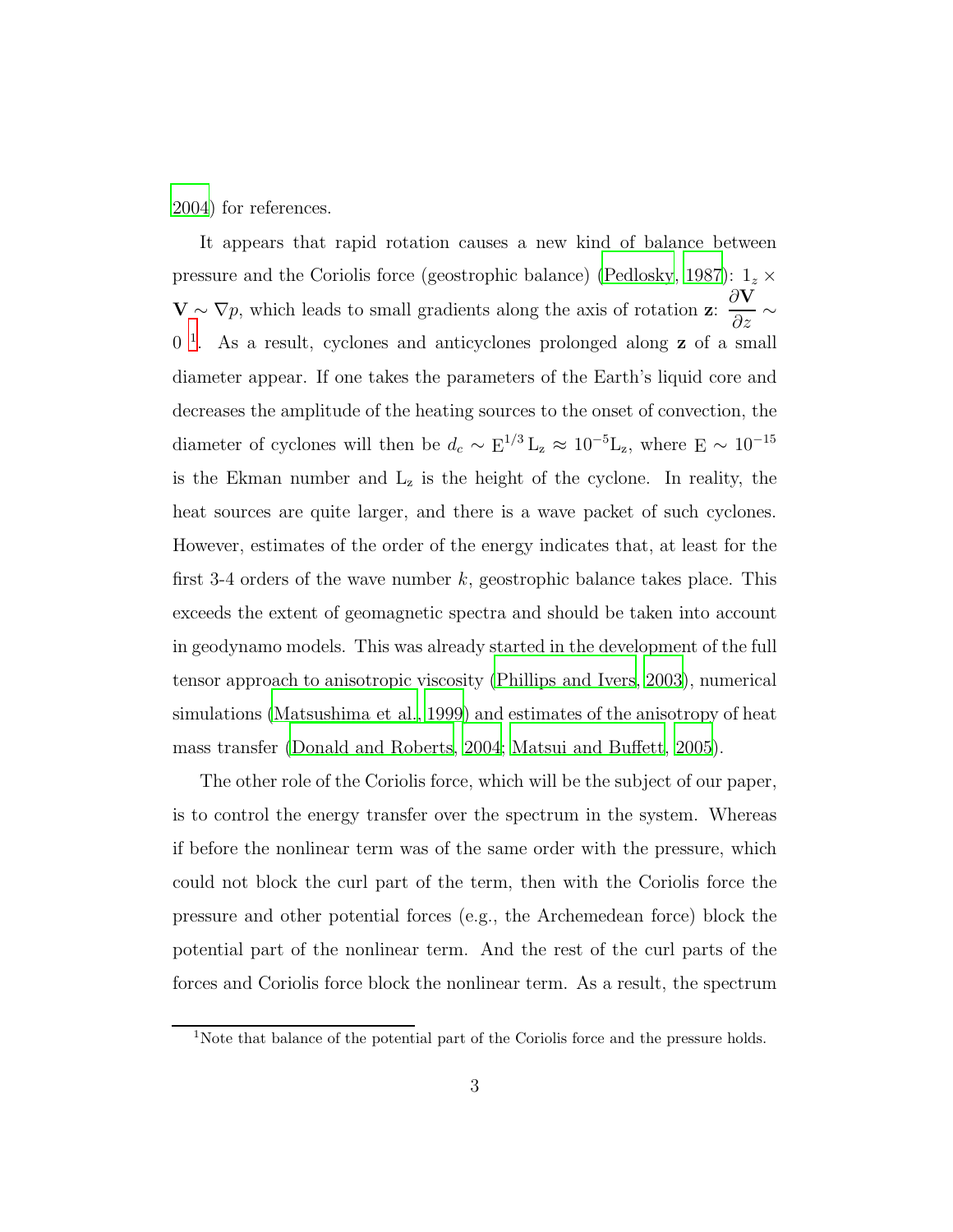2004) for references.

It appears that rapid rotation causes a new kind of balance between pressure and the Coriolis force (geostrophic balance) (Pedlosky, 1987): $1_z \times \mathbf{V} \sim \nabla p$, which leads to small gradients along the axis of rotation $\mathbf{z}$: $\dfrac{\partial \mathbf{V}}{\partial z} \sim 0$ [1]. As a result, cyclones and anticyclones prolonged along $\mathbf{z}$ of a small diameter appear. If one takes the parameters of the Earth's liquid core and decreases the amplitude of the heating sources to the onset of convection, the diameter of cyclones will then be $d_c \sim \mathrm{E}^{1/3}\,\mathrm{L_z} \approx 10^{-5}\mathrm{L_z}$, where $\mathrm{E} \sim 10^{-15}$ is the Ekman number and $\mathrm{L_z}$ is the height of the cyclone. In reality, the heat sources are quite larger, and there is a wave packet of such cyclones. However, estimates of the order of the energy indicates that, at least for the first 3-4 orders of the wave number $k$, geostrophic balance takes place. This exceeds the extent of geomagnetic spectra and should be taken into account in geodynamo models. This was already started in the development of the full tensor approach to anisotropic viscosity (Phillips and Ivers, 2003), numerical simulations (Matsushima et al., 1999) and estimates of the anisotropy of heat mass transfer (Donald and Roberts, 2004; Matsui and Buffett, 2005).

The other role of the Coriolis force, which will be the subject of our paper, is to control the energy transfer over the spectrum in the system. Whereas if before the nonlinear term was of the same order with the pressure, which could not block the curl part of the term, then with the Coriolis force the pressure and other potential forces (e.g., the Archemedean force) block the potential part of the nonlinear term. And the rest of the curl parts of the forces and Coriolis force block the nonlinear term. As a result, the spectrum

[1] Note that balance of the potential part of the Coriolis force and the pressure holds.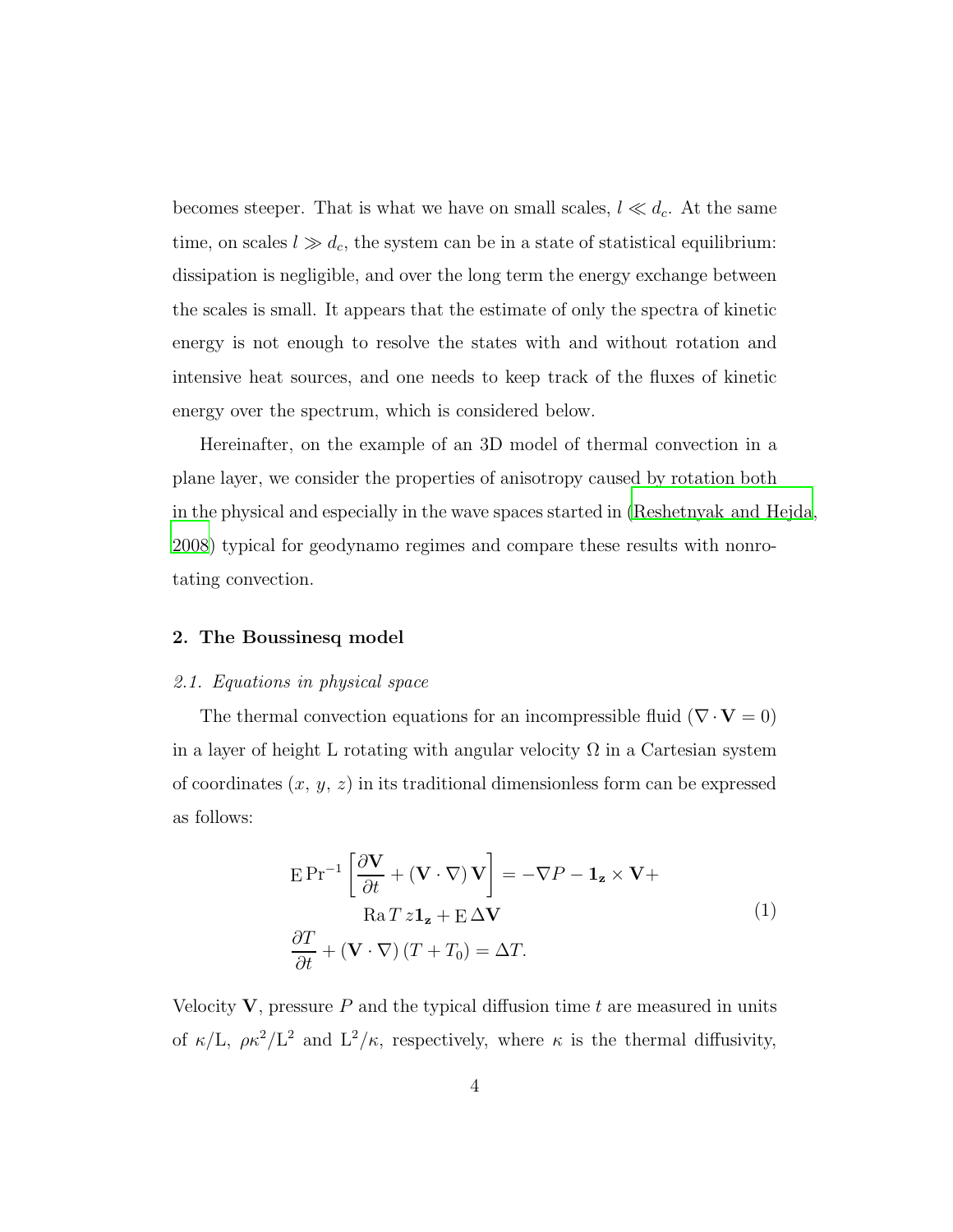becomes steeper. That is what we have on small scales, $l \ll d_c$. At the same time, on scales $l \gg d_c$, the system can be in a state of statistical equilibrium: dissipation is negligible, and over the long term the energy exchange between the scales is small. It appears that the estimate of only the spectra of kinetic energy is not enough to resolve the states with and without rotation and intensive heat sources, and one needs to keep track of the fluxes of kinetic energy over the spectrum, which is considered below.

Hereinafter, on the example of an 3D model of thermal convection in a plane layer, we consider the properties of anisotropy caused by rotation both in the physical and especially in the wave spaces started in (Reshetnyak and Hejda, 2008) typical for geodynamo regimes and compare these results with nonrotating convection.

## 2. The Boussinesq model

### *2.1. Equations in physical space*

The thermal convection equations for an incompressible fluid ($\nabla \cdot \mathbf{V} = 0$) in a layer of height L rotating with angular velocity $\Omega$ in a Cartesian system of coordinates $(x,\, y,\, z)$ in its traditional dimensionless form can be expressed as follows:

$$
\begin{aligned}
\mathrm{E}\,\mathrm{Pr}^{-1}\left[\frac{\partial \mathbf{V}}{\partial t} + (\mathbf{V}\cdot\nabla)\,\mathbf{V}\right] &= -\nabla P - \mathbf{1_z}\times\mathbf{V} + \\
&\quad \mathrm{Ra}\,T\,z\mathbf{1_z} + \mathrm{E}\,\Delta\mathbf{V} \\
\frac{\partial T}{\partial t} + (\mathbf{V}\cdot\nabla)\,(T+T_0) &= \Delta T.
\end{aligned}
\tag{1}
$$

Velocity $\mathbf{V}$, pressure $P$ and the typical diffusion time $t$ are measured in units of $\kappa/\mathrm{L}$, $\rho\kappa^2/\mathrm{L}^2$ and $\mathrm{L}^2/\kappa$, respectively, where $\kappa$ is the thermal diffusivity,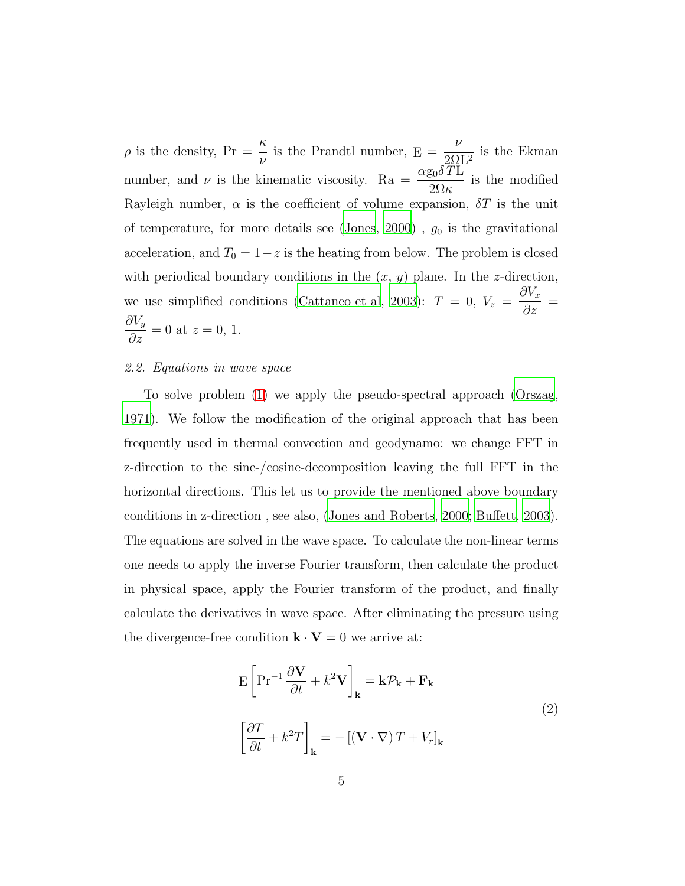$\rho$ is the density, $\mathrm{Pr} = \dfrac{\kappa}{\nu}$ is the Prandtl number, $\mathrm{E} = \dfrac{\nu}{2\Omega \mathrm{L}^2}$ is the Ekman number, and $\nu$ is the kinematic viscosity. $\mathrm{Ra} = \dfrac{\alpha \mathrm{g}_0 \delta T \mathrm{L}}{2\Omega\kappa}$ is the modified Rayleigh number, $\alpha$ is the coefficient of volume expansion, $\delta T$ is the unit of temperature, for more details see (Jones, 2000) , $g_0$ is the gravitational acceleration, and $T_0 = 1 - z$ is the heating from below. The problem is closed with periodical boundary conditions in the $(x, y)$ plane. In the $z$-direction, we use simplified conditions (Cattaneo et al, 2003): $T = 0$, $V_z = \dfrac{\partial V_x}{\partial z} = \dfrac{\partial V_y}{\partial z} = 0$ at $z = 0, 1$.

### *2.2. Equations in wave space*

To solve problem (1) we apply the pseudo-spectral approach (Orszag, 1971). We follow the modification of the original approach that has been frequently used in thermal convection and geodynamo: we change FFT in z-direction to the sine-/cosine-decomposition leaving the full FFT in the horizontal directions. This let us to provide the mentioned above boundary conditions in z-direction , see also, (Jones and Roberts, 2000; Buffett, 2003). The equations are solved in the wave space. To calculate the non-linear terms one needs to apply the inverse Fourier transform, then calculate the product in physical space, apply the Fourier transform of the product, and finally calculate the derivatives in wave space. After eliminating the pressure using the divergence-free condition $\mathbf{k} \cdot \mathbf{V} = 0$ we arrive at:

$$
\begin{aligned}
\mathrm{E}\left[\mathrm{Pr}^{-1}\frac{\partial \mathbf{V}}{\partial t} + k^2\mathbf{V}\right]_{\mathbf{k}} &= \mathbf{k}\mathcal{P}_{\mathbf{k}} + \mathbf{F}_{\mathbf{k}} \\
\left[\frac{\partial T}{\partial t} + k^2 T\right]_{\mathbf{k}} &= -\left[(\mathbf{V}\cdot\nabla)\,T + V_r\right]_{\mathbf{k}}
\end{aligned}
\qquad (2)
$$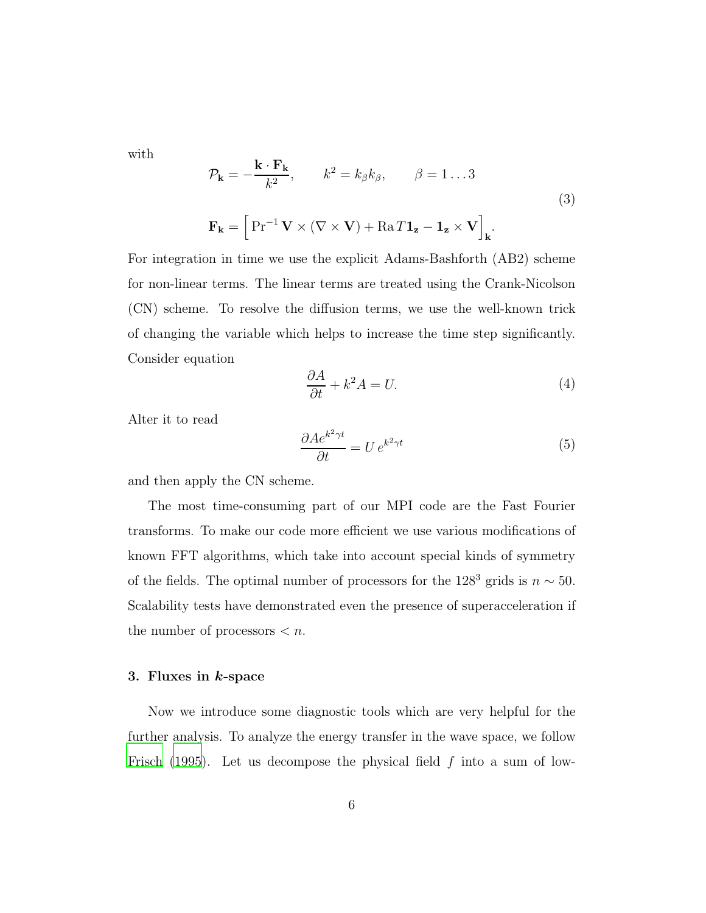with

$$
\mathcal{P}_{\mathbf{k}} = -\frac{\mathbf{k}\cdot\mathbf{F}_{\mathbf{k}}}{k^2}, \qquad k^2 = k_\beta k_\beta, \qquad \beta = 1\ldots 3
$$

$$
\mathbf{F}_{\mathbf{k}} = \Big[\,\mathrm{Pr}^{-1}\,\mathbf{V}\times(\nabla\times\mathbf{V}) + \mathrm{Ra}\,T\mathbf{1_z} - \mathbf{1_z}\times\mathbf{V}\Big]_{\mathbf{k}}. \tag{3}
$$

For integration in time we use the explicit Adams-Bashforth (AB2) scheme for non-linear terms. The linear terms are treated using the Crank-Nicolson (CN) scheme. To resolve the diffusion terms, we use the well-known trick of changing the variable which helps to increase the time step significantly. Consider equation

$$
\frac{\partial A}{\partial t} + k^2 A = U. \tag{4}
$$

Alter it to read

$$
\frac{\partial A e^{k^2\gamma t}}{\partial t} = U\, e^{k^2\gamma t} \tag{5}
$$

and then apply the CN scheme.

The most time-consuming part of our MPI code are the Fast Fourier transforms. To make our code more efficient we use various modifications of known FFT algorithms, which take into account special kinds of symmetry of the fields. The optimal number of processors for the $128^3$ grids is $n \sim 50$. Scalability tests have demonstrated even the presence of superacceleration if the number of processors $< n$.

## 3. Fluxes in *k*-space

Now we introduce some diagnostic tools which are very helpful for the further analysis. To analyze the energy transfer in the wave space, we follow Frisch (1995). Let us decompose the physical field $f$ into a sum of low-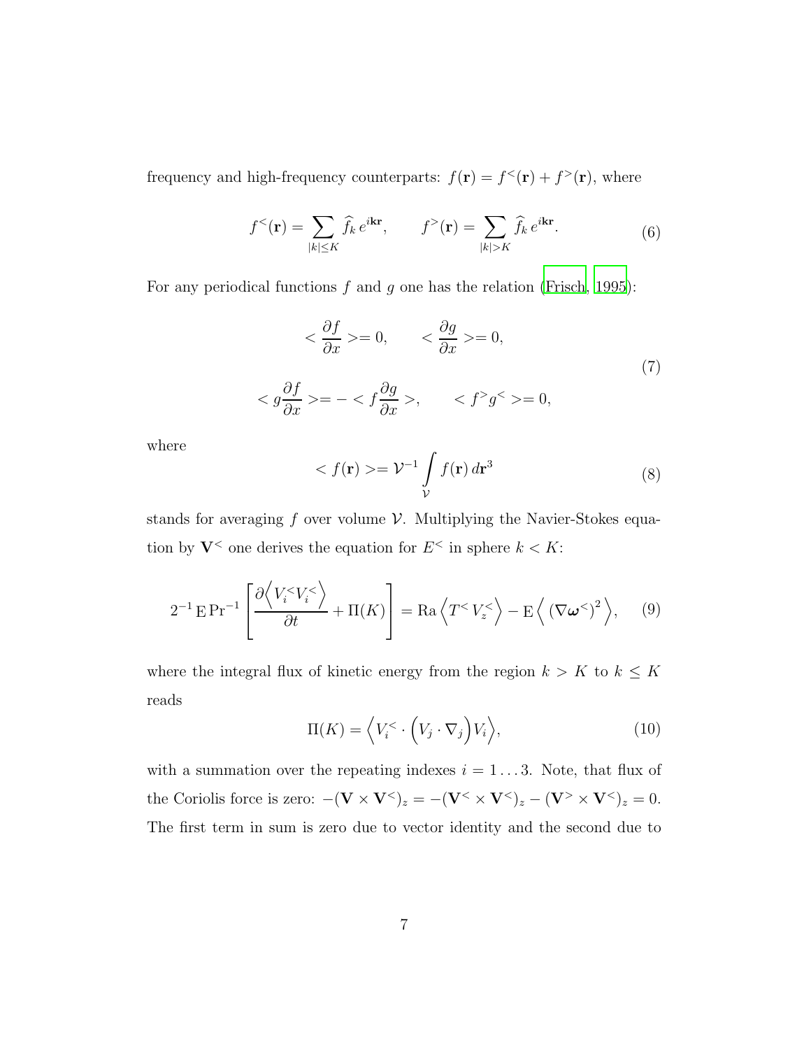frequency and high-frequency counterparts: $f(\mathbf{r}) = f^{<}(\mathbf{r}) + f^{>}(\mathbf{r})$, where

$$f^{<}(\mathbf{r}) = \sum_{|k|\le K} \widehat{f}_k \, e^{i\mathbf{kr}}, \qquad f^{>}(\mathbf{r}) = \sum_{|k|>K} \widehat{f}_k \, e^{i\mathbf{kr}}. \tag{6}$$

For any periodical functions $f$ and $g$ one has the relation (Frisch, 1995):

$$\begin{aligned} &< \frac{\partial f}{\partial x} >= 0, \qquad < \frac{\partial g}{\partial x} >= 0, \\ &< g\frac{\partial f}{\partial x} >= - < f\frac{\partial g}{\partial x} >, \qquad < f^{>} g^{<} >= 0, \end{aligned} \tag{7}$$

where

$$< f(\mathbf{r}) >= \mathcal{V}^{-1} \int\limits_{\mathcal{V}} f(\mathbf{r}) \, d\mathbf{r}^3 \tag{8}$$

stands for averaging $f$ over volume $\mathcal{V}$. Multiplying the Navier-Stokes equation by $\mathbf{V}^{<}$ one derives the equation for $E^{<}$ in sphere $k < K$:

$$2^{-1}\,\mathrm{E}\,\mathrm{Pr}^{-1}\left[\frac{\partial \Big\langle V_i^{<} V_i^{<} \Big\rangle}{\partial t} + \Pi(K)\right] = \mathrm{Ra}\,\Big\langle T^{<} V_z^{<} \Big\rangle - \mathrm{E}\,\Big\langle \left(\nabla \boldsymbol{\omega}^{<}\right)^2 \Big\rangle, \tag{9}$$

where the integral flux of kinetic energy from the region $k > K$ to $k \le K$ reads

$$\Pi(K) = \Big\langle V_i^{<} \cdot \Big(V_j \cdot \nabla_j\Big) V_i \Big\rangle, \tag{10}$$

with a summation over the repeating indexes $i = 1 \ldots 3$. Note, that flux of the Coriolis force is zero: $-(\mathbf{V} \times \mathbf{V}^{<})_z = -(\mathbf{V}^{<} \times \mathbf{V}^{<})_z - (\mathbf{V}^{>} \times \mathbf{V}^{<})_z = 0$. The first term in sum is zero due to vector identity and the second due to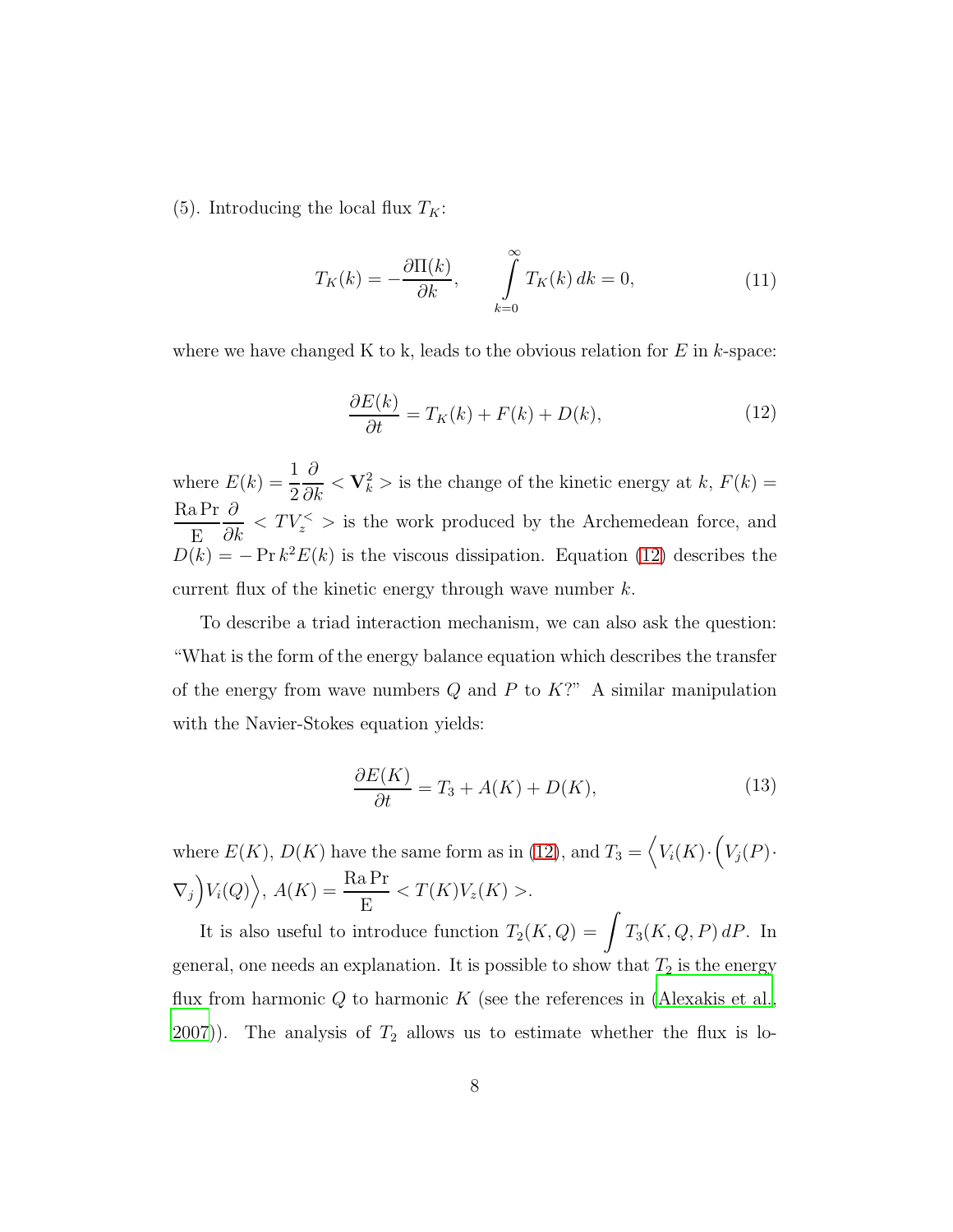(5). Introducing the local flux $T_K$:

$$T_K(k) = -\frac{\partial \Pi(k)}{\partial k}, \qquad \int\limits_{k=0}^{\infty} T_K(k)\, dk = 0, \tag{11}$$

where we have changed K to k, leads to the obvious relation for $E$ in $k$-space:

$$\frac{\partial E(k)}{\partial t} = T_K(k) + F(k) + D(k), \tag{12}$$

where $E(k) = \dfrac{1}{2}\dfrac{\partial}{\partial k} < \mathbf{V}_k^2 >$ is the change of the kinetic energy at $k$, $F(k) = \dfrac{\mathrm{Ra}\,\mathrm{Pr}}{\mathrm{E}}\dfrac{\partial}{\partial k} < TV_z^< >$ is the work produced by the Archemedean force, and $D(k) = -\mathrm{Pr}\, k^2 E(k)$ is the viscous dissipation. Equation (12) describes the current flux of the kinetic energy through wave number $k$.

To describe a triad interaction mechanism, we can also ask the question: "What is the form of the energy balance equation which describes the transfer of the energy from wave numbers $Q$ and $P$ to $K$?" A similar manipulation with the Navier-Stokes equation yields:

$$\frac{\partial E(K)}{\partial t} = T_3 + A(K) + D(K), \tag{13}$$

where $E(K)$, $D(K)$ have the same form as in (12), and $T_3 = \Big\langle V_i(K) \cdot \Big(V_j(P) \cdot \nabla_j\Big) V_i(Q)\Big\rangle$, $A(K) = \dfrac{\mathrm{Ra}\,\mathrm{Pr}}{\mathrm{E}} < T(K) V_z(K) >$.

It is also useful to introduce function $T_2(K, Q) = \displaystyle\int T_3(K, Q, P)\, dP$. In general, one needs an explanation. It is possible to show that $T_2$ is the energy flux from harmonic $Q$ to harmonic $K$ (see the references in (Alexakis et al., 2007)). The analysis of $T_2$ allows us to estimate whether the flux is lo-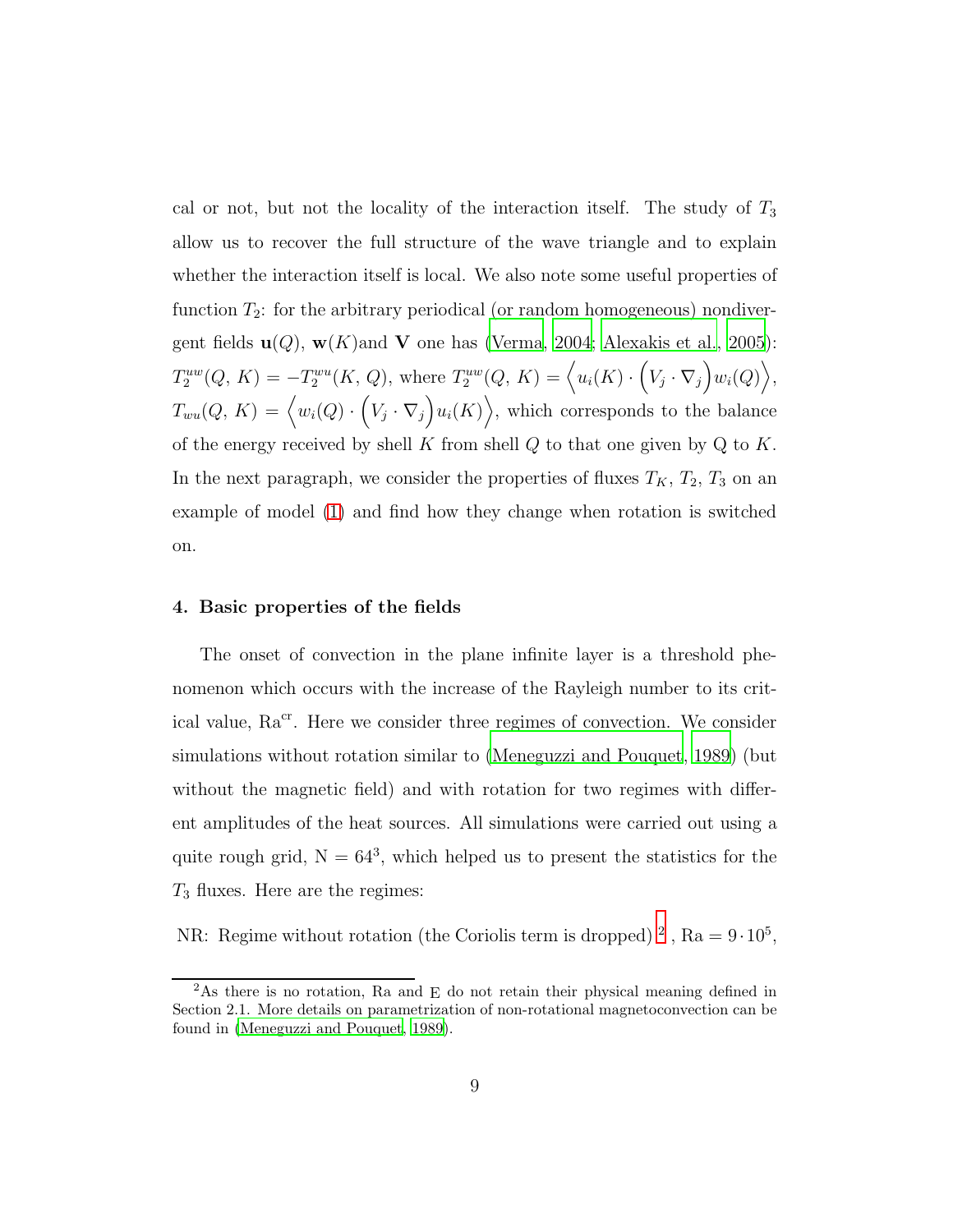cal or not, but not the locality of the interaction itself. The study of $T_3$ allow us to recover the full structure of the wave triangle and to explain whether the interaction itself is local. We also note some useful properties of function $T_2$: for the arbitrary periodical (or random homogeneous) nondivergent fields $\mathbf{u}(Q)$, $\mathbf{w}(K)$and $\mathbf{V}$ one has (Verma, 2004; Alexakis et al., 2005): $T_2^{uw}(Q, K) = -T_2^{wu}(K, Q)$, where $T_2^{uw}(Q, K) = \Big\langle u_i(K) \cdot \Big(V_j \cdot \nabla_j\Big) w_i(Q)\Big\rangle$, $T_{wu}(Q, K) = \Big\langle w_i(Q) \cdot \Big(V_j \cdot \nabla_j\Big) u_i(K)\Big\rangle$, which corresponds to the balance of the energy received by shell $K$ from shell $Q$ to that one given by Q to $K$. In the next paragraph, we consider the properties of fluxes $T_K$, $T_2$, $T_3$ on an example of model (1) and find how they change when rotation is switched on.

## 4. Basic properties of the fields

The onset of convection in the plane infinite layer is a threshold phenomenon which occurs with the increase of the Rayleigh number to its critical value, $\mathrm{Ra}^{\mathrm{cr}}$. Here we consider three regimes of convection. We consider simulations without rotation similar to (Meneguzzi and Pouquet, 1989) (but without the magnetic field) and with rotation for two regimes with different amplitudes of the heat sources. All simulations were carried out using a quite rough grid, $\mathrm{N} = 64^3$, which helped us to present the statistics for the $T_3$ fluxes. Here are the regimes:

NR: Regime without rotation (the Coriolis term is dropped) [2], $\mathrm{Ra} = 9 \cdot 10^5$,

[2] As there is no rotation, Ra and E do not retain their physical meaning defined in Section 2.1. More details on parametrization of non-rotational magnetoconvection can be found in (Meneguzzi and Pouquet, 1989).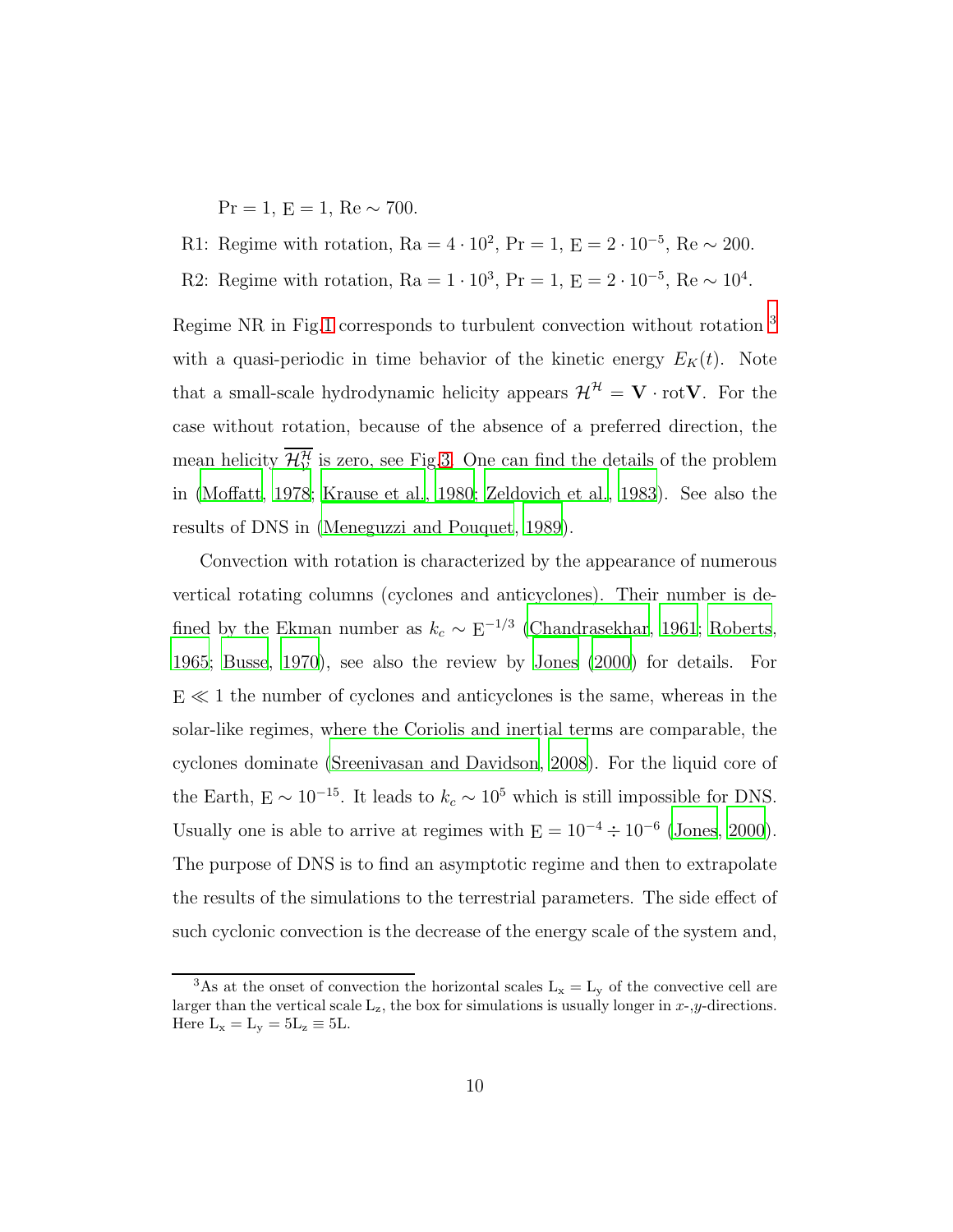Pr = 1, E = 1, Re $\sim 700$.

R1: Regime with rotation, Ra $= 4 \cdot 10^2$, Pr = 1, E $= 2 \cdot 10^{-5}$, Re $\sim 200$.

R2: Regime with rotation, Ra $= 1 \cdot 10^3$, Pr = 1, E $= 2 \cdot 10^{-5}$, Re $\sim 10^4$.

Regime NR in Fig.1 corresponds to turbulent convection without rotation [3] with a quasi-periodic in time behavior of the kinetic energy $E_K(t)$. Note that a small-scale hydrodynamic helicity appears $\mathcal{H}^{\mathcal{H}} = \mathbf{V} \cdot \mathrm{rot}\mathbf{V}$. For the case without rotation, because of the absence of a preferred direction, the mean helicity $\overline{\mathcal{H}^{\mathcal{H}}_{\mathrm{V}}}$ is zero, see Fig.3. One can find the details of the problem in (Moffatt, 1978; Krause et al., 1980; Zeldovich et al., 1983). See also the results of DNS in (Meneguzzi and Pouquet, 1989).

Convection with rotation is characterized by the appearance of numerous vertical rotating columns (cyclones and anticyclones). Their number is defined by the Ekman number as $k_c \sim \mathrm{E}^{-1/3}$ (Chandrasekhar, 1961; Roberts, 1965; Busse, 1970), see also the review by Jones (2000) for details. For $\mathrm{E} \ll 1$ the number of cyclones and anticyclones is the same, whereas in the solar-like regimes, where the Coriolis and inertial terms are comparable, the cyclones dominate (Sreenivasan and Davidson, 2008). For the liquid core of the Earth, $\mathrm{E} \sim 10^{-15}$. It leads to $k_c \sim 10^5$ which is still impossible for DNS. Usually one is able to arrive at regimes with $\mathrm{E} = 10^{-4} \div 10^{-6}$ (Jones, 2000). The purpose of DNS is to find an asymptotic regime and then to extrapolate the results of the simulations to the terrestrial parameters. The side effect of such cyclonic convection is the decrease of the energy scale of the system and,

[3] As at the onset of convection the horizontal scales $\mathrm{L_x} = \mathrm{L_y}$ of the convective cell are larger than the vertical scale $\mathrm{L_z}$, the box for simulations is usually longer in $x$-,$y$-directions. Here $\mathrm{L_x} = \mathrm{L_y} = 5\mathrm{L_z} \equiv 5\mathrm{L}$.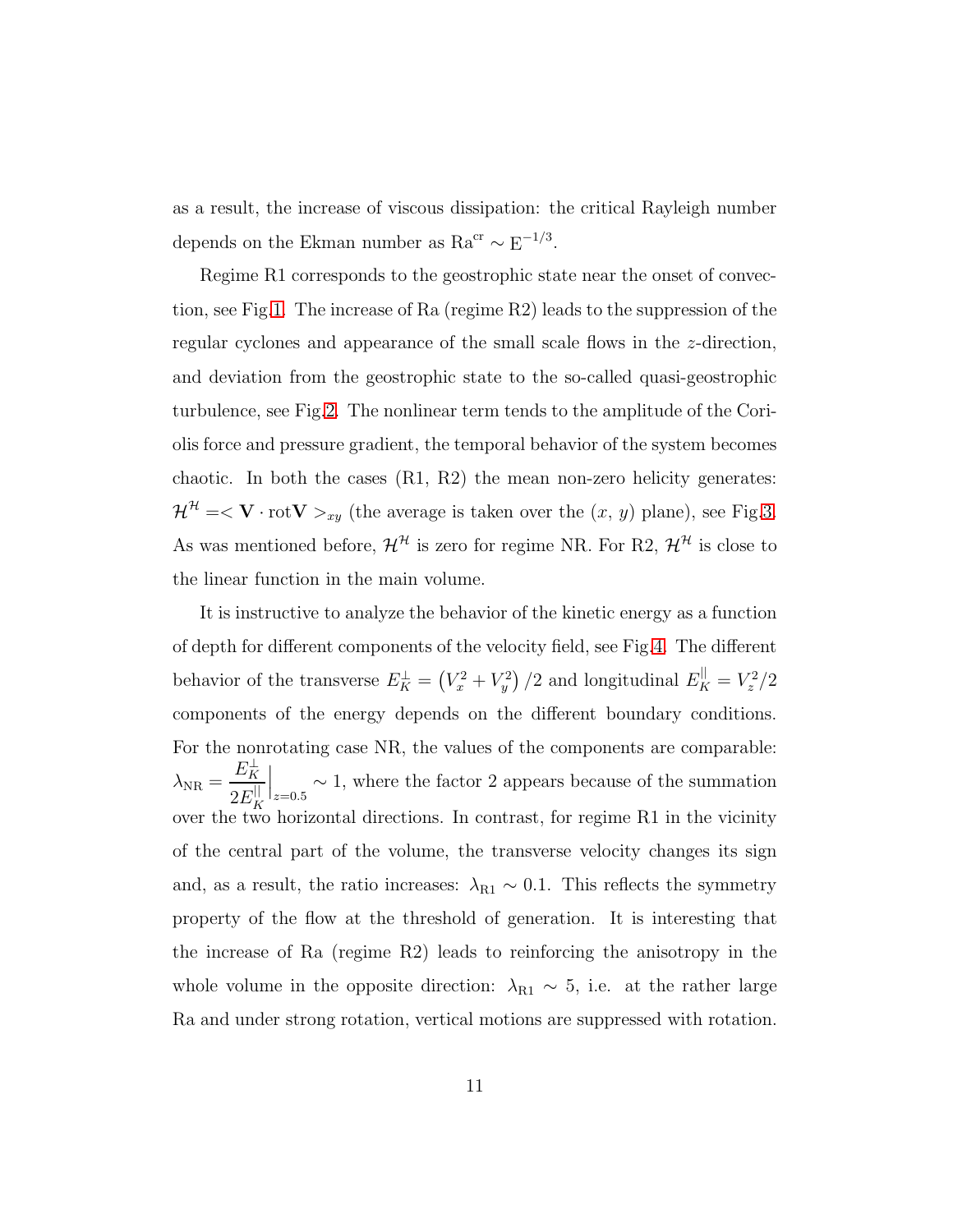as a result, the increase of viscous dissipation: the critical Rayleigh number depends on the Ekman number as $\mathrm{Ra}^{\mathrm{cr}} \sim \mathrm{E}^{-1/3}$.

Regime R1 corresponds to the geostrophic state near the onset of convection, see Fig.1. The increase of Ra (regime R2) leads to the suppression of the regular cyclones and appearance of the small scale flows in the $z$-direction, and deviation from the geostrophic state to the so-called quasi-geostrophic turbulence, see Fig.2. The nonlinear term tends to the amplitude of the Coriolis force and pressure gradient, the temporal behavior of the system becomes chaotic. In both the cases (R1, R2) the mean non-zero helicity generates: $\mathcal{H}^{\mathcal{H}} =< \mathbf{V} \cdot \mathrm{rot}\mathbf{V} >_{xy}$ (the average is taken over the ($x$, $y$) plane), see Fig.3. As was mentioned before, $\mathcal{H}^{\mathcal{H}}$ is zero for regime NR. For R2, $\mathcal{H}^{\mathcal{H}}$ is close to the linear function in the main volume.

It is instructive to analyze the behavior of the kinetic energy as a function of depth for different components of the velocity field, see Fig.4. The different behavior of the transverse $E_K^{\perp} = \left(V_x^2 + V_y^2\right)/2$ and longitudinal $E_K^{||} = V_z^2/2$ components of the energy depends on the different boundary conditions. For the nonrotating case NR, the values of the components are comparable: $\lambda_{\mathrm{NR}} = \left.\dfrac{E_K^{\perp}}{2E_K^{||}}\right|_{z=0.5} \sim 1$, where the factor 2 appears because of the summation over the two horizontal directions. In contrast, for regime R1 in the vicinity of the central part of the volume, the transverse velocity changes its sign and, as a result, the ratio increases: $\lambda_{\mathrm{R1}} \sim 0.1$. This reflects the symmetry property of the flow at the threshold of generation. It is interesting that the increase of Ra (regime R2) leads to reinforcing the anisotropy in the whole volume in the opposite direction: $\lambda_{\mathrm{R1}} \sim 5$, i.e. at the rather large Ra and under strong rotation, vertical motions are suppressed with rotation.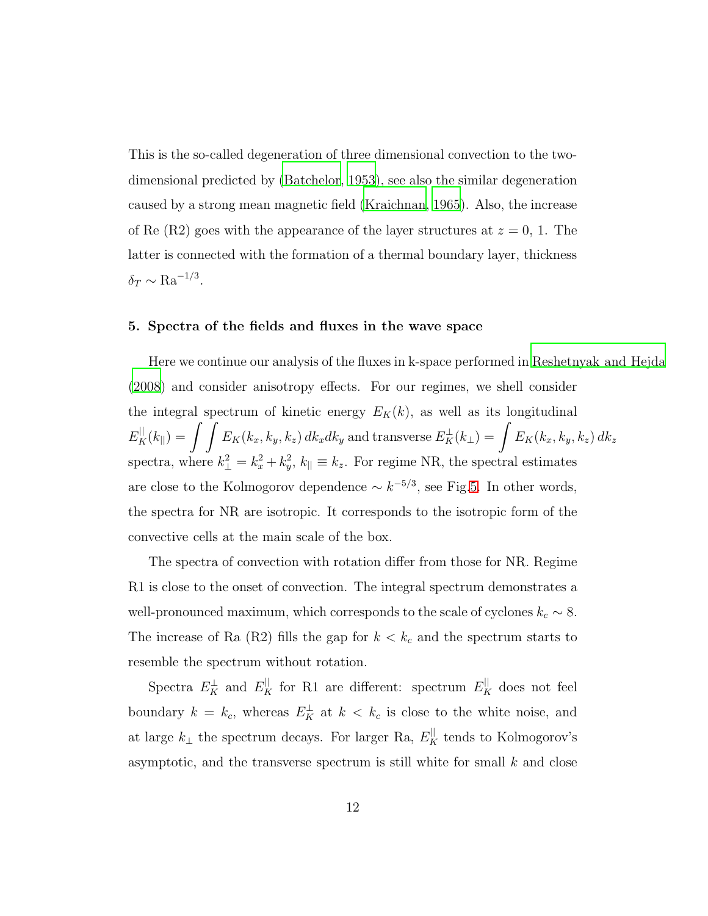This is the so-called degeneration of three dimensional convection to the two-dimensional predicted by (Batchelor, 1953), see also the similar degeneration caused by a strong mean magnetic field (Kraichnan, 1965). Also, the increase of Re (R2) goes with the appearance of the layer structures at $z = 0$, 1. The latter is connected with the formation of a thermal boundary layer, thickness $\delta_T \sim \mathrm{Ra}^{-1/3}$.

## 5. Spectra of the fields and fluxes in the wave space

Here we continue our analysis of the fluxes in k-space performed in Reshetnyak and Hejda (2008) and consider anisotropy effects. For our regimes, we shell consider the integral spectrum of kinetic energy $E_K(k)$, as well as its longitudinal $E_K^{||}(k_{||}) = \int\int E_K(k_x, k_y, k_z)\, dk_x dk_y$ and transverse $E_K^{\perp}(k_\perp) = \int E_K(k_x, k_y, k_z)\, dk_z$ spectra, where $k_\perp^2 = k_x^2 + k_y^2$, $k_{||} \equiv k_z$. For regime NR, the spectral estimates are close to the Kolmogorov dependence $\sim k^{-5/3}$, see Fig.5. In other words, the spectra for NR are isotropic. It corresponds to the isotropic form of the convective cells at the main scale of the box.

The spectra of convection with rotation differ from those for NR. Regime R1 is close to the onset of convection. The integral spectrum demonstrates a well-pronounced maximum, which corresponds to the scale of cyclones $k_c \sim 8$. The increase of Ra (R2) fills the gap for $k < k_c$ and the spectrum starts to resemble the spectrum without rotation.

Spectra $E_K^{\perp}$ and $E_K^{||}$ for R1 are different: spectrum $E_K^{||}$ does not feel boundary $k = k_c$, whereas $E_K^{\perp}$ at $k < k_c$ is close to the white noise, and at large $k_\perp$ the spectrum decays. For larger Ra, $E_K^{||}$ tends to Kolmogorov's asymptotic, and the transverse spectrum is still white for small $k$ and close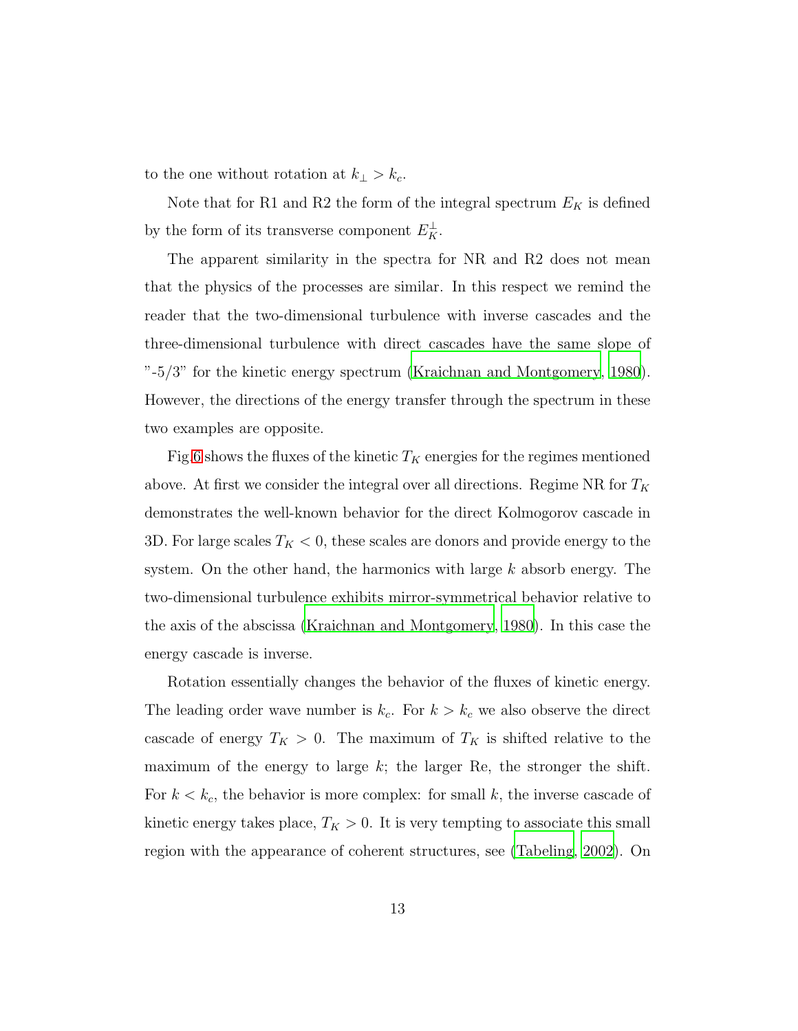to the one without rotation at $k_\perp > k_c$.

Note that for R1 and R2 the form of the integral spectrum $E_K$ is defined by the form of its transverse component $E_K^\perp$.

The apparent similarity in the spectra for NR and R2 does not mean that the physics of the processes are similar. In this respect we remind the reader that the two-dimensional turbulence with inverse cascades and the three-dimensional turbulence with direct cascades have the same slope of "-5/3" for the kinetic energy spectrum (Kraichnan and Montgomery, 1980). However, the directions of the energy transfer through the spectrum in these two examples are opposite.

Fig.6 shows the fluxes of the kinetic $T_K$ energies for the regimes mentioned above. At first we consider the integral over all directions. Regime NR for $T_K$ demonstrates the well-known behavior for the direct Kolmogorov cascade in 3D. For large scales $T_K < 0$, these scales are donors and provide energy to the system. On the other hand, the harmonics with large $k$ absorb energy. The two-dimensional turbulence exhibits mirror-symmetrical behavior relative to the axis of the abscissa (Kraichnan and Montgomery, 1980). In this case the energy cascade is inverse.

Rotation essentially changes the behavior of the fluxes of kinetic energy. The leading order wave number is $k_c$. For $k > k_c$ we also observe the direct cascade of energy $T_K > 0$. The maximum of $T_K$ is shifted relative to the maximum of the energy to large $k$; the larger Re, the stronger the shift. For $k < k_c$, the behavior is more complex: for small $k$, the inverse cascade of kinetic energy takes place, $T_K > 0$. It is very tempting to associate this small region with the appearance of coherent structures, see (Tabeling, 2002). On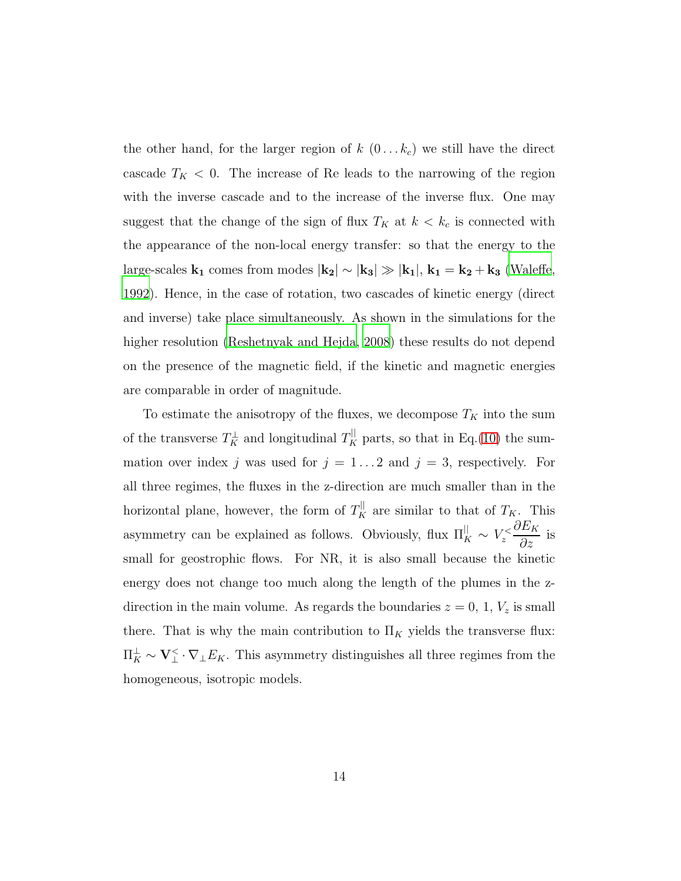the other hand, for the larger region of $k$ $(0 \ldots k_c)$ we still have the direct cascade $T_K < 0$. The increase of Re leads to the narrowing of the region with the inverse cascade and to the increase of the inverse flux. One may suggest that the change of the sign of flux $T_K$ at $k < k_c$ is connected with the appearance of the non-local energy transfer: so that the energy to the large-scales $\mathbf{k_1}$ comes from modes $|\mathbf{k_2}| \sim |\mathbf{k_3}| \gg |\mathbf{k_1}|$, $\mathbf{k_1} = \mathbf{k_2} + \mathbf{k_3}$ (Waleffe, 1992). Hence, in the case of rotation, two cascades of kinetic energy (direct and inverse) take place simultaneously. As shown in the simulations for the higher resolution (Reshetnyak and Hejda, 2008) these results do not depend on the presence of the magnetic field, if the kinetic and magnetic energies are comparable in order of magnitude.

To estimate the anisotropy of the fluxes, we decompose $T_K$ into the sum of the transverse $T_K^{\perp}$ and longitudinal $T_K^{||}$ parts, so that in Eq.(10) the summation over index $j$ was used for $j = 1 \ldots 2$ and $j = 3$, respectively. For all three regimes, the fluxes in the z-direction are much smaller than in the horizontal plane, however, the form of $T_K^{||}$ are similar to that of $T_K$. This asymmetry can be explained as follows. Obviously, flux $\Pi_K^{||} \sim V_z^{<} \dfrac{\partial E_K}{\partial z}$ is small for geostrophic flows. For NR, it is also small because the kinetic energy does not change too much along the length of the plumes in the z-direction in the main volume. As regards the boundaries $z = 0,\, 1$, $V_z$ is small there. That is why the main contribution to $\Pi_K$ yields the transverse flux: $\Pi_K^{\perp} \sim \mathbf{V}_{\perp}^{<} \cdot \nabla_{\perp} E_K$. This asymmetry distinguishes all three regimes from the homogeneous, isotropic models.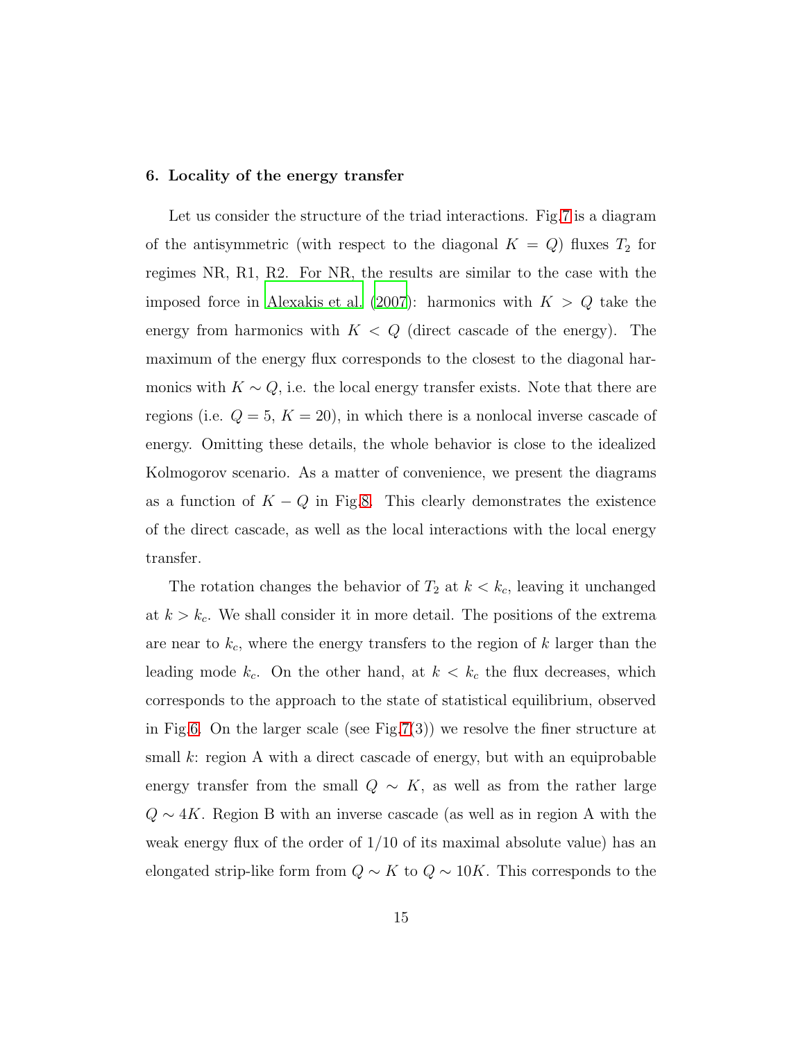### 6. Locality of the energy transfer

Let us consider the structure of the triad interactions. Fig.7 is a diagram of the antisymmetric (with respect to the diagonal $K = Q$) fluxes $T_2$ for regimes NR, R1, R2. For NR, the results are similar to the case with the imposed force in Alexakis et al. (2007): harmonics with $K > Q$ take the energy from harmonics with $K < Q$ (direct cascade of the energy). The maximum of the energy flux corresponds to the closest to the diagonal harmonics with $K \sim Q$, i.e. the local energy transfer exists. Note that there are regions (i.e. $Q = 5$, $K = 20$), in which there is a nonlocal inverse cascade of energy. Omitting these details, the whole behavior is close to the idealized Kolmogorov scenario. As a matter of convenience, we present the diagrams as a function of $K - Q$ in Fig.8. This clearly demonstrates the existence of the direct cascade, as well as the local interactions with the local energy transfer.

The rotation changes the behavior of $T_2$ at $k < k_c$, leaving it unchanged at $k > k_c$. We shall consider it in more detail. The positions of the extrema are near to $k_c$, where the energy transfers to the region of $k$ larger than the leading mode $k_c$. On the other hand, at $k < k_c$ the flux decreases, which corresponds to the approach to the state of statistical equilibrium, observed in Fig.6. On the larger scale (see Fig.7(3)) we resolve the finer structure at small $k$: region A with a direct cascade of energy, but with an equiprobable energy transfer from the small $Q \sim K$, as well as from the rather large $Q \sim 4K$. Region B with an inverse cascade (as well as in region A with the weak energy flux of the order of 1/10 of its maximal absolute value) has an elongated strip-like form from $Q \sim K$ to $Q \sim 10K$. This corresponds to the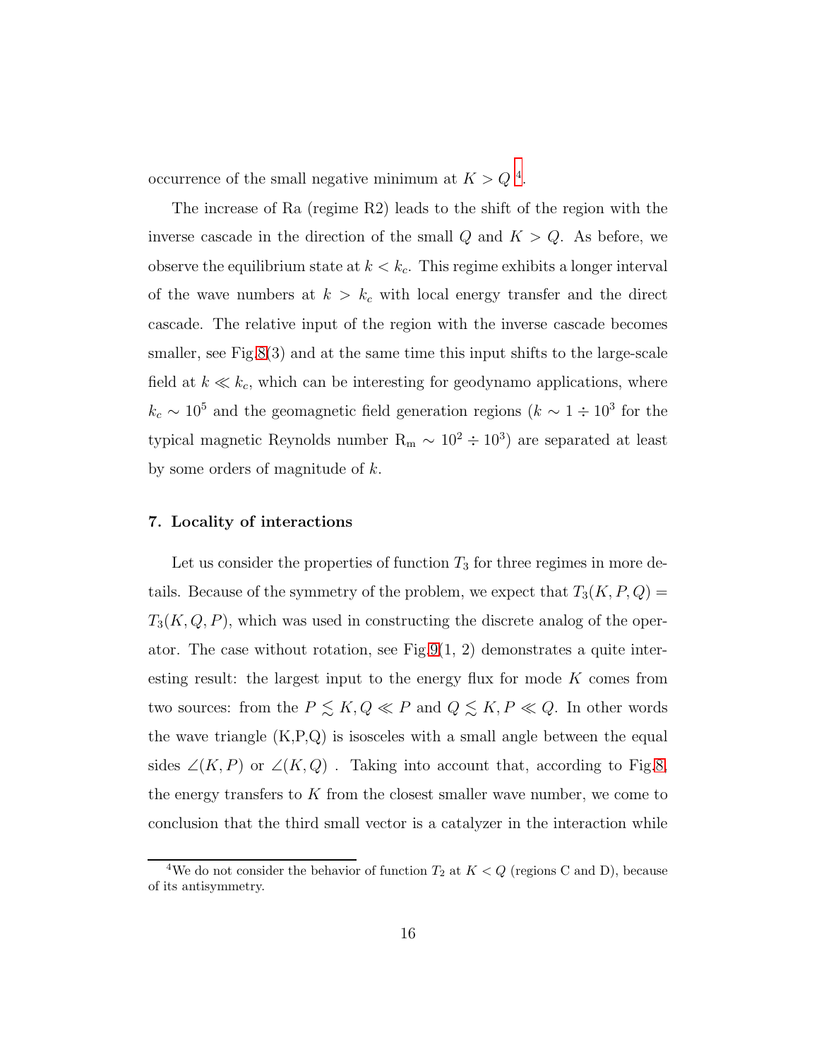occurrence of the small negative minimum at $K > Q$ [4].

The increase of Ra (regime R2) leads to the shift of the region with the inverse cascade in the direction of the small $Q$ and $K > Q$. As before, we observe the equilibrium state at $k < k_c$. This regime exhibits a longer interval of the wave numbers at $k > k_c$ with local energy transfer and the direct cascade. The relative input of the region with the inverse cascade becomes smaller, see Fig.8(3) and at the same time this input shifts to the large-scale field at $k \ll k_c$, which can be interesting for geodynamo applications, where $k_c \sim 10^5$ and the geomagnetic field generation regions ($k \sim 1 \div 10^3$ for the typical magnetic Reynolds number $\mathrm{R_m} \sim 10^2 \div 10^3$) are separated at least by some orders of magnitude of $k$.

### 7. Locality of interactions

Let us consider the properties of function $T_3$ for three regimes in more details. Because of the symmetry of the problem, we expect that $T_3(K, P, Q) = T_3(K, Q, P)$, which was used in constructing the discrete analog of the operator. The case without rotation, see Fig.9(1, 2) demonstrates a quite interesting result: the largest input to the energy flux for mode $K$ comes from two sources: from the $P \lesssim K, Q \ll P$ and $Q \lesssim K, P \ll Q$. In other words the wave triangle (K,P,Q) is isosceles with a small angle between the equal sides $\angle(K, P)$ or $\angle(K, Q)$ . Taking into account that, according to Fig.8, the energy transfers to $K$ from the closest smaller wave number, we come to conclusion that the third small vector is a catalyzer in the interaction while

[4] We do not consider the behavior of function $T_2$ at $K < Q$ (regions C and D), because of its antisymmetry.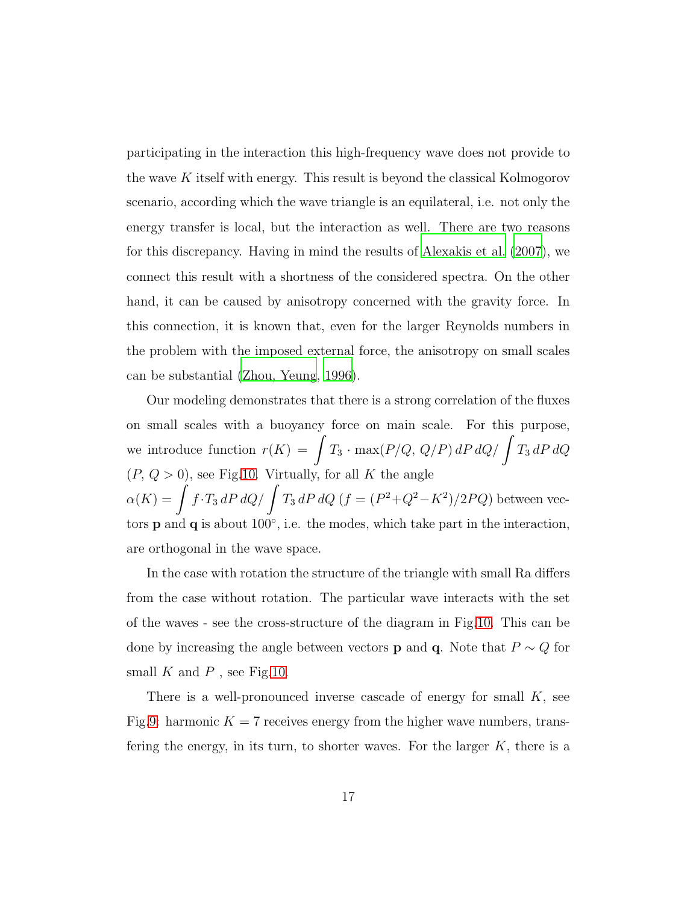participating in the interaction this high-frequency wave does not provide to the wave $K$ itself with energy. This result is beyond the classical Kolmogorov scenario, according which the wave triangle is an equilateral, i.e. not only the energy transfer is local, but the interaction as well. There are two reasons for this discrepancy. Having in mind the results of Alexakis et al. (2007), we connect this result with a shortness of the considered spectra. On the other hand, it can be caused by anisotropy concerned with the gravity force. In this connection, it is known that, even for the larger Reynolds numbers in the problem with the imposed external force, the anisotropy on small scales can be substantial (Zhou, Yeung, 1996).

Our modeling demonstrates that there is a strong correlation of the fluxes on small scales with a buoyancy force on main scale. For this purpose, we introduce function $r(K) = \int T_3 \cdot \max(P/Q,\, Q/P)\, dP\, dQ / \int T_3\, dP\, dQ$ ($P,\, Q > 0$), see Fig.10. Virtually, for all $K$ the angle $\alpha(K) = \int f \cdot T_3\, dP\, dQ / \int T_3\, dP\, dQ$ ($f = (P^2 + Q^2 - K^2)/2PQ$) between vectors $\mathbf{p}$ and $\mathbf{q}$ is about $100^\circ$, i.e. the modes, which take part in the interaction, are orthogonal in the wave space.

In the case with rotation the structure of the triangle with small Ra differs from the case without rotation. The particular wave interacts with the set of the waves - see the cross-structure of the diagram in Fig.10. This can be done by increasing the angle between vectors $\mathbf{p}$ and $\mathbf{q}$. Note that $P \sim Q$ for small $K$ and $P$ , see Fig.10.

There is a well-pronounced inverse cascade of energy for small $K$, see Fig.9: harmonic $K = 7$ receives energy from the higher wave numbers, transfering the energy, in its turn, to shorter waves. For the larger $K$, there is a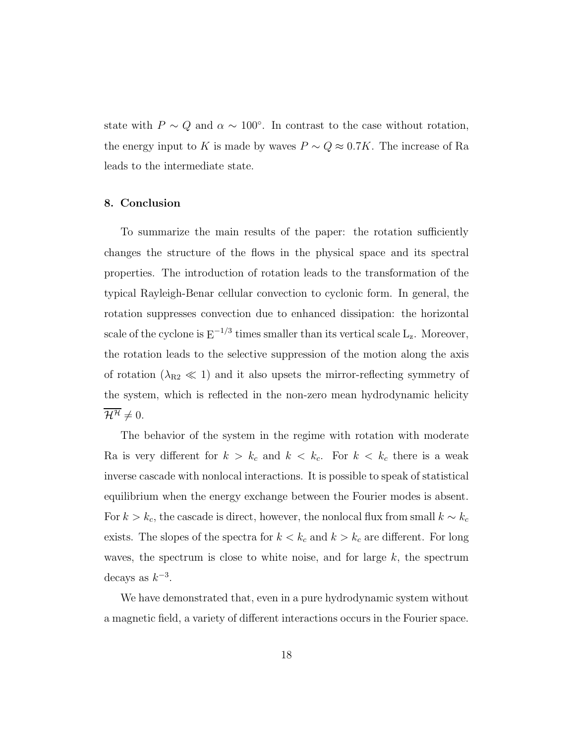state with $P \sim Q$ and $\alpha \sim 100^{\circ}$. In contrast to the case without rotation, the energy input to $K$ is made by waves $P \sim Q \approx 0.7K$. The increase of Ra leads to the intermediate state.

## 8. Conclusion

To summarize the main results of the paper: the rotation sufficiently changes the structure of the flows in the physical space and its spectral properties. The introduction of rotation leads to the transformation of the typical Rayleigh-Benar cellular convection to cyclonic form. In general, the rotation suppresses convection due to enhanced dissipation: the horizontal scale of the cyclone is $\mathrm{E}^{-1/3}$ times smaller than its vertical scale $\mathrm{L_z}$. Moreover, the rotation leads to the selective suppression of the motion along the axis of rotation ($\lambda_{\mathrm{R2}} \ll 1$) and it also upsets the mirror-reflecting symmetry of the system, which is reflected in the non-zero mean hydrodynamic helicity $\overline{\mathcal{H}^{\mathcal{H}}} \neq 0$.

The behavior of the system in the regime with rotation with moderate Ra is very different for $k > k_c$ and $k < k_c$. For $k < k_c$ there is a weak inverse cascade with nonlocal interactions. It is possible to speak of statistical equilibrium when the energy exchange between the Fourier modes is absent. For $k > k_c$, the cascade is direct, however, the nonlocal flux from small $k \sim k_c$ exists. The slopes of the spectra for $k < k_c$ and $k > k_c$ are different. For long waves, the spectrum is close to white noise, and for large $k$, the spectrum decays as $k^{-3}$.

We have demonstrated that, even in a pure hydrodynamic system without a magnetic field, a variety of different interactions occurs in the Fourier space.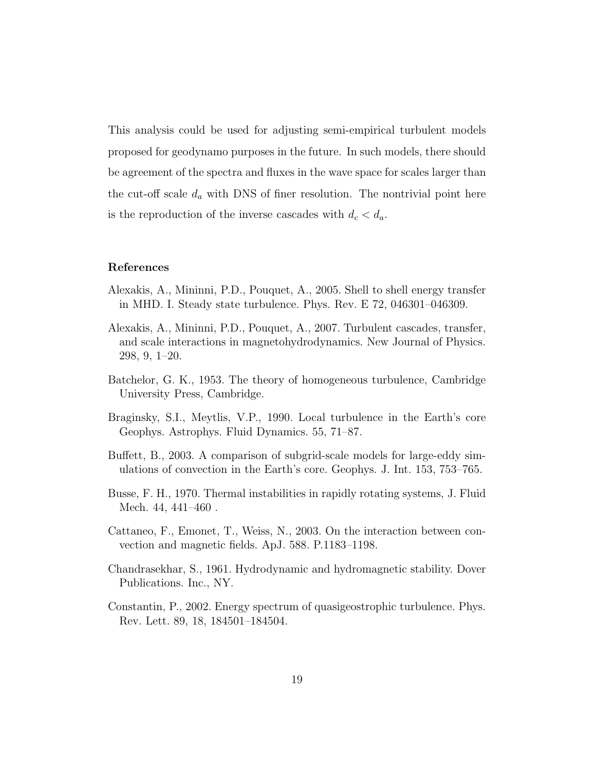This analysis could be used for adjusting semi-empirical turbulent models proposed for geodynamo purposes in the future. In such models, there should be agreement of the spectra and fluxes in the wave space for scales larger than the cut-off scale $d_a$ with DNS of finer resolution. The nontrivial point here is the reproduction of the inverse cascades with $d_c < d_a$.

## References

Alexakis, A., Mininni, P.D., Pouquet, A., 2005. Shell to shell energy transfer in MHD. I. Steady state turbulence. Phys. Rev. E 72, 046301–046309.

Alexakis, A., Mininni, P.D., Pouquet, A., 2007. Turbulent cascades, transfer, and scale interactions in magnetohydrodynamics. New Journal of Physics. 298, 9, 1–20.

Batchelor, G. K., 1953. The theory of homogeneous turbulence, Cambridge University Press, Cambridge.

Braginsky, S.I., Meytlis, V.P., 1990. Local turbulence in the Earth's core Geophys. Astrophys. Fluid Dynamics. 55, 71–87.

Buffett, B., 2003. A comparison of subgrid-scale models for large-eddy simulations of convection in the Earth's core. Geophys. J. Int. 153, 753–765.

Busse, F. H., 1970. Thermal instabilities in rapidly rotating systems, J. Fluid Mech. 44, 441–460 .

Cattaneo, F., Emonet, T., Weiss, N., 2003. On the interaction between convection and magnetic fields. ApJ. 588. P.1183–1198.

Chandrasekhar, S., 1961. Hydrodynamic and hydromagnetic stability. Dover Publications. Inc., NY.

Constantin, P., 2002. Energy spectrum of quasigeostrophic turbulence. Phys. Rev. Lett. 89, 18, 184501–184504.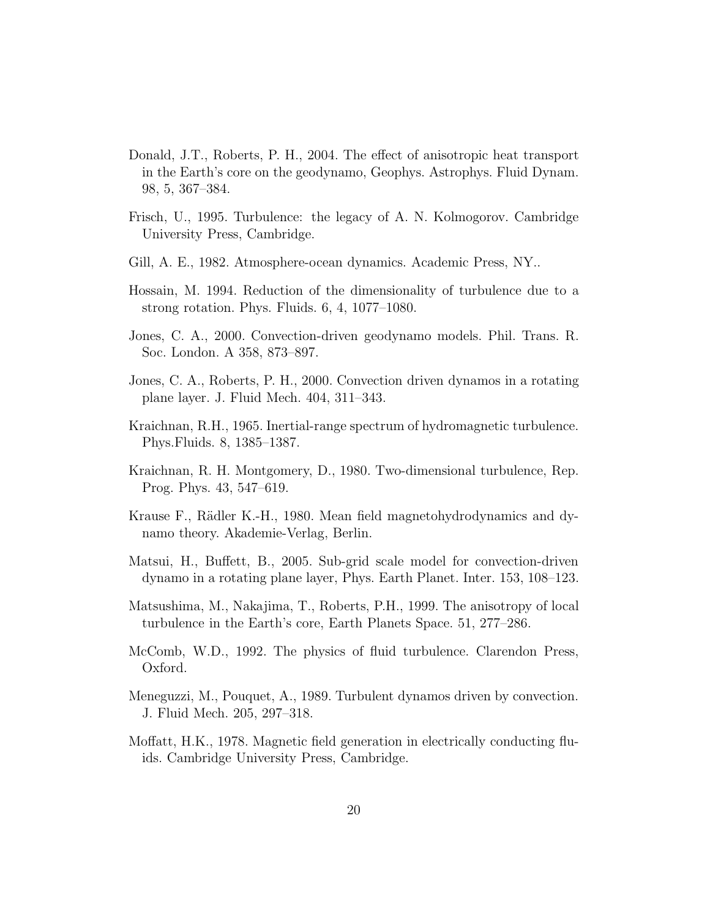Donald, J.T., Roberts, P. H., 2004. The effect of anisotropic heat transport in the Earth's core on the geodynamo, Geophys. Astrophys. Fluid Dynam. 98, 5, 367–384.

Frisch, U., 1995. Turbulence: the legacy of A. N. Kolmogorov. Cambridge University Press, Cambridge.

Gill, A. E., 1982. Atmosphere-ocean dynamics. Academic Press, NY..

Hossain, M. 1994. Reduction of the dimensionality of turbulence due to a strong rotation. Phys. Fluids. 6, 4, 1077–1080.

Jones, C. A., 2000. Convection-driven geodynamo models. Phil. Trans. R. Soc. London. A 358, 873–897.

Jones, C. A., Roberts, P. H., 2000. Convection driven dynamos in a rotating plane layer. J. Fluid Mech. 404, 311–343.

Kraichnan, R.H., 1965. Inertial-range spectrum of hydromagnetic turbulence. Phys.Fluids. 8, 1385–1387.

Kraichnan, R. H. Montgomery, D., 1980. Two-dimensional turbulence, Rep. Prog. Phys. 43, 547–619.

Krause F., Rädler K.-H., 1980. Mean field magnetohydrodynamics and dynamo theory. Akademie-Verlag, Berlin.

Matsui, H., Buffett, B., 2005. Sub-grid scale model for convection-driven dynamo in a rotating plane layer, Phys. Earth Planet. Inter. 153, 108–123.

Matsushima, M., Nakajima, T., Roberts, P.H., 1999. The anisotropy of local turbulence in the Earth's core, Earth Planets Space. 51, 277–286.

McComb, W.D., 1992. The physics of fluid turbulence. Clarendon Press, Oxford.

Meneguzzi, M., Pouquet, A., 1989. Turbulent dynamos driven by convection. J. Fluid Mech. 205, 297–318.

Moffatt, H.K., 1978. Magnetic field generation in electrically conducting fluids. Cambridge University Press, Cambridge.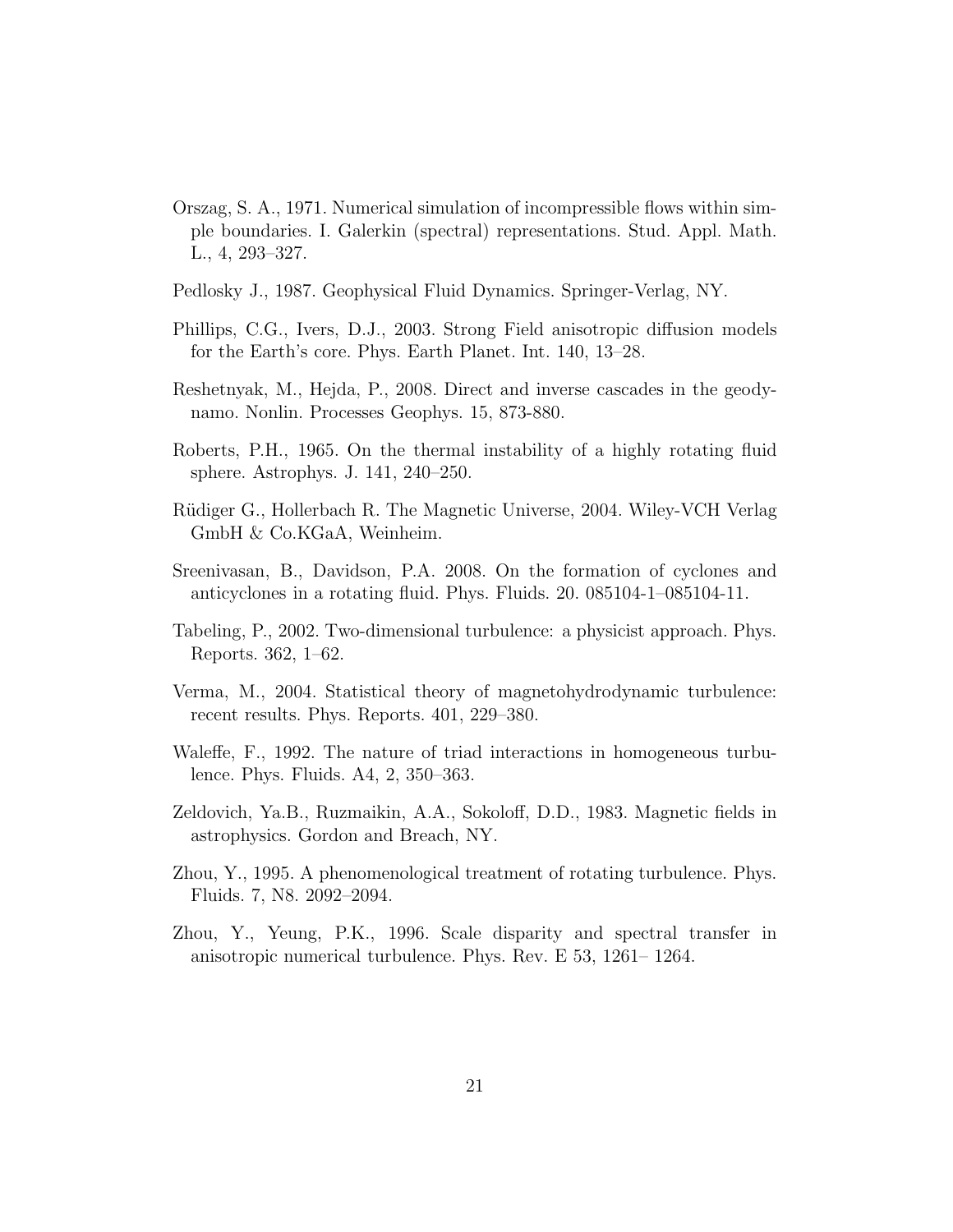Orszag, S. A., 1971. Numerical simulation of incompressible flows within simple boundaries. I. Galerkin (spectral) representations. Stud. Appl. Math. L., 4, 293–327.

Pedlosky J., 1987. Geophysical Fluid Dynamics. Springer-Verlag, NY.

Phillips, C.G., Ivers, D.J., 2003. Strong Field anisotropic diffusion models for the Earth's core. Phys. Earth Planet. Int. 140, 13–28.

Reshetnyak, M., Hejda, P., 2008. Direct and inverse cascades in the geodynamo. Nonlin. Processes Geophys. 15, 873-880.

Roberts, P.H., 1965. On the thermal instability of a highly rotating fluid sphere. Astrophys. J. 141, 240–250.

Rüdiger G., Hollerbach R. The Magnetic Universe, 2004. Wiley-VCH Verlag GmbH & Co.KGaA, Weinheim.

Sreenivasan, B., Davidson, P.A. 2008. On the formation of cyclones and anticyclones in a rotating fluid. Phys. Fluids. 20. 085104-1–085104-11.

Tabeling, P., 2002. Two-dimensional turbulence: a physicist approach. Phys. Reports. 362, 1–62.

Verma, M., 2004. Statistical theory of magnetohydrodynamic turbulence: recent results. Phys. Reports. 401, 229–380.

Waleffe, F., 1992. The nature of triad interactions in homogeneous turbulence. Phys. Fluids. A4, 2, 350–363.

Zeldovich, Ya.B., Ruzmaikin, A.A., Sokoloff, D.D., 1983. Magnetic fields in astrophysics. Gordon and Breach, NY.

Zhou, Y., 1995. A phenomenological treatment of rotating turbulence. Phys. Fluids. 7, N8. 2092–2094.

Zhou, Y., Yeung, P.K., 1996. Scale disparity and spectral transfer in anisotropic numerical turbulence. Phys. Rev. E 53, 1261– 1264.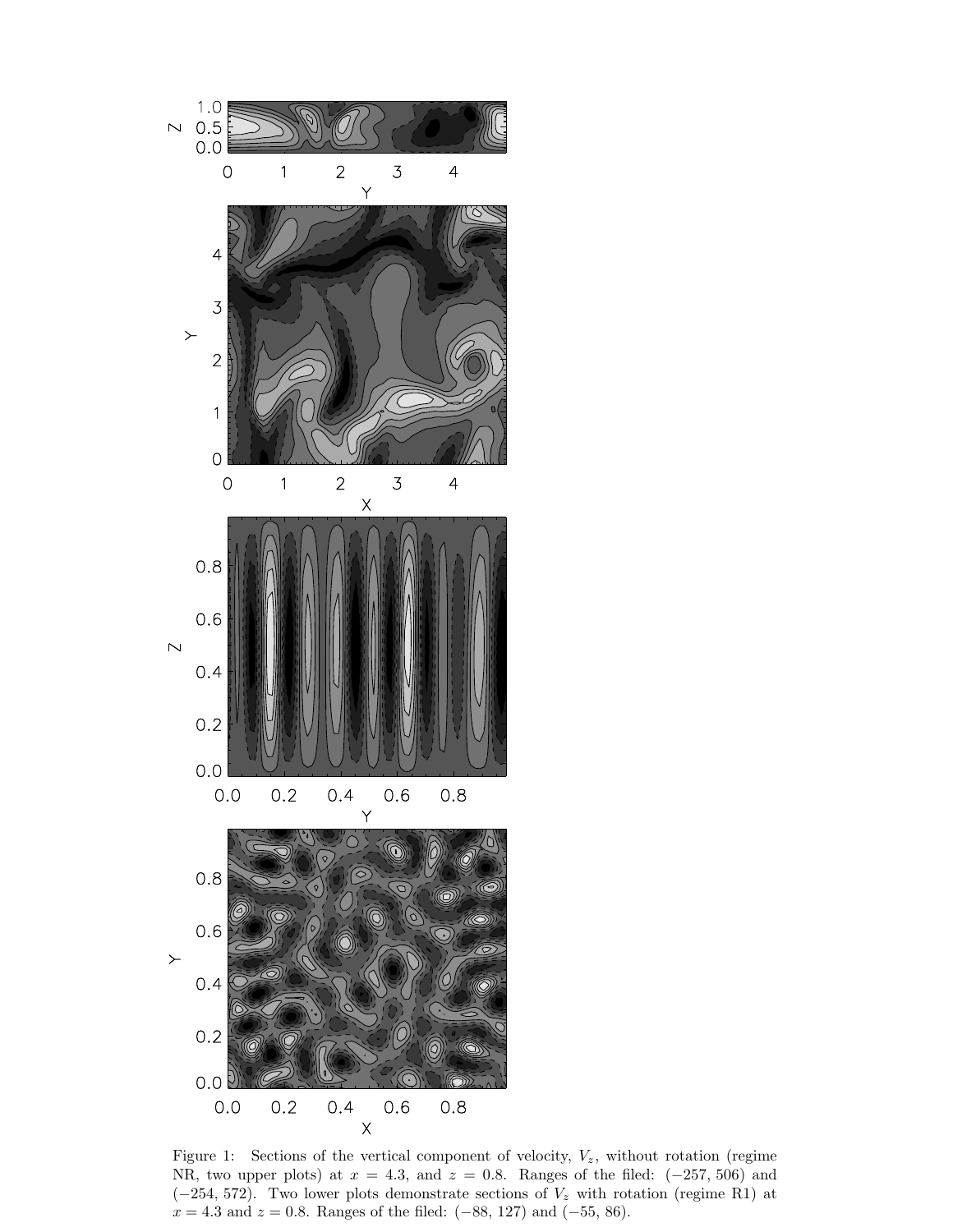Z
1.0
0.5
0.0
0 1 2 3 4
Y

Y
4
3
2
1
0
0 1 2 3 4
X

Z
0.8
0.6
0.4
0.2
0.0
0.0 0.2 0.4 0.6 0.8
Y

Y
0.8
0.6
0.4
0.2
0.0
0.0 0.2 0.4 0.6 0.8
X

Figure 1: Sections of the vertical component of velocity, $V_z$, without rotation (regime NR, two upper plots) at $x = 4.3$, and $z = 0.8$. Ranges of the filed: $(-257, 506)$ and $(-254, 572)$. Two lower plots demonstrate sections of $V_z$ with rotation (regime R1) at $x = 4.3$ and $z = 0.8$. Ranges of the filed: $(-88, 127)$ and $(-55, 86)$.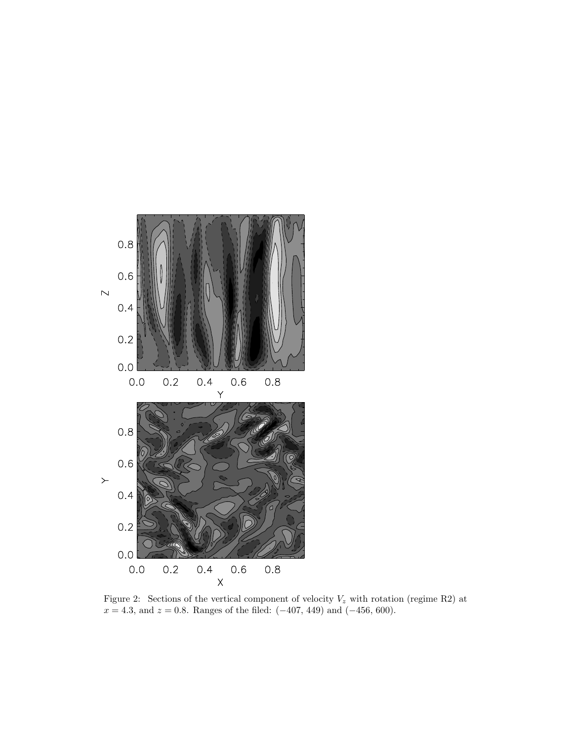0.8
0.6
Z
0.4
0.2
0.0
0.0 0.2 0.4 0.6 0.8
Y

0.8
0.6
Y
0.4
0.2
0.0
0.0 0.2 0.4 0.6 0.8
X

Figure 2: Sections of the vertical component of velocity $V_z$ with rotation (regime R2) at $x = 4.3$, and $z = 0.8$. Ranges of the filed: $(-407,\, 449)$ and $(-456,\, 600)$.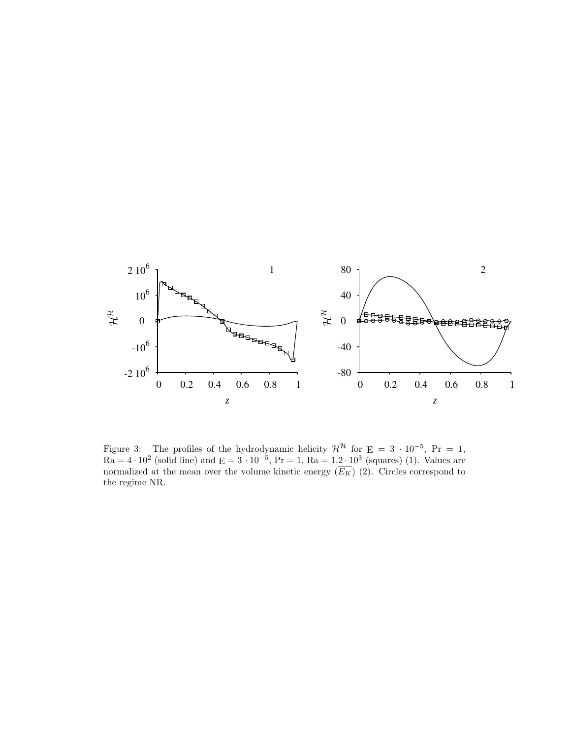2 10^6

10^6

0

-10^6

-2 10^6

$\mathcal{H}^{\mathcal{H}}$

0 0.2 0.4 0.6 0.8 1

z

1

80

40

0

-40

-80

$\mathcal{H}^{\mathcal{H}}$

0 0.2 0.4 0.6 0.8 1

z

2

Figure 3: The profiles of the hydrodynamic helicity $\mathcal{H}^{\mathcal{H}}$ for $\mathrm{E} = 3 \cdot 10^{-5}$, $\mathrm{Pr} = 1$, $\mathrm{Ra} = 4 \cdot 10^{2}$ (solid line) and $\mathrm{E} = 3 \cdot 10^{-5}$, $\mathrm{Pr} = 1$, $\mathrm{Ra} = 1.2 \cdot 10^{3}$ (squares) (1). Values are normalized at the mean over the volume kinetic energy ($\overline{E_K}$) (2). Circles correspond to the regime NR.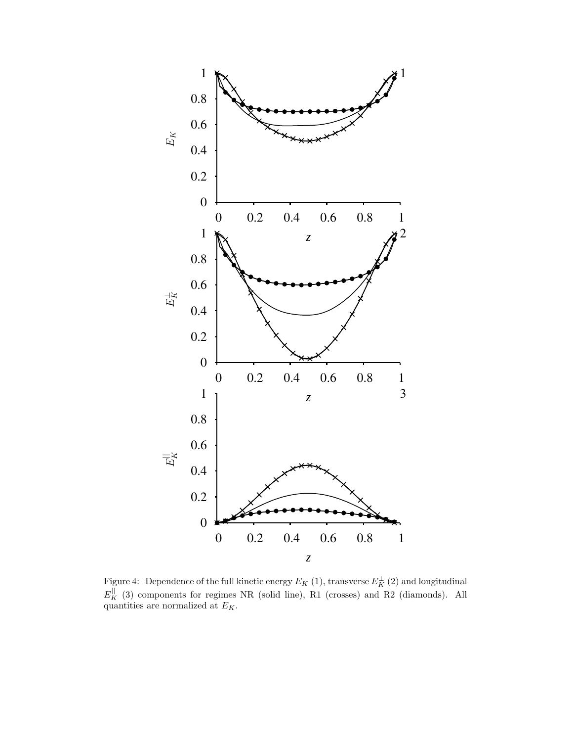1

0.8

0.6

0.4

0.2

0

0 0.2 0.4 0.6 0.8 1

$E_K$

z

1

2

1

0.8

0.6

0.4

0.2

0

0 0.2 0.4 0.6 0.8 1

$E_K^{\perp}$

z

3

1

0.8

0.6

0.4

0.2

0

0 0.2 0.4 0.6 0.8 1

$E_K^{||}$

z

Figure 4: Dependence of the full kinetic energy $E_K$ (1), transverse $E_K^{\perp}$ (2) and longitudinal $E_K^{||}$ (3) components for regimes NR (solid line), R1 (crosses) and R2 (diamonds). All quantities are normalized at $E_K$.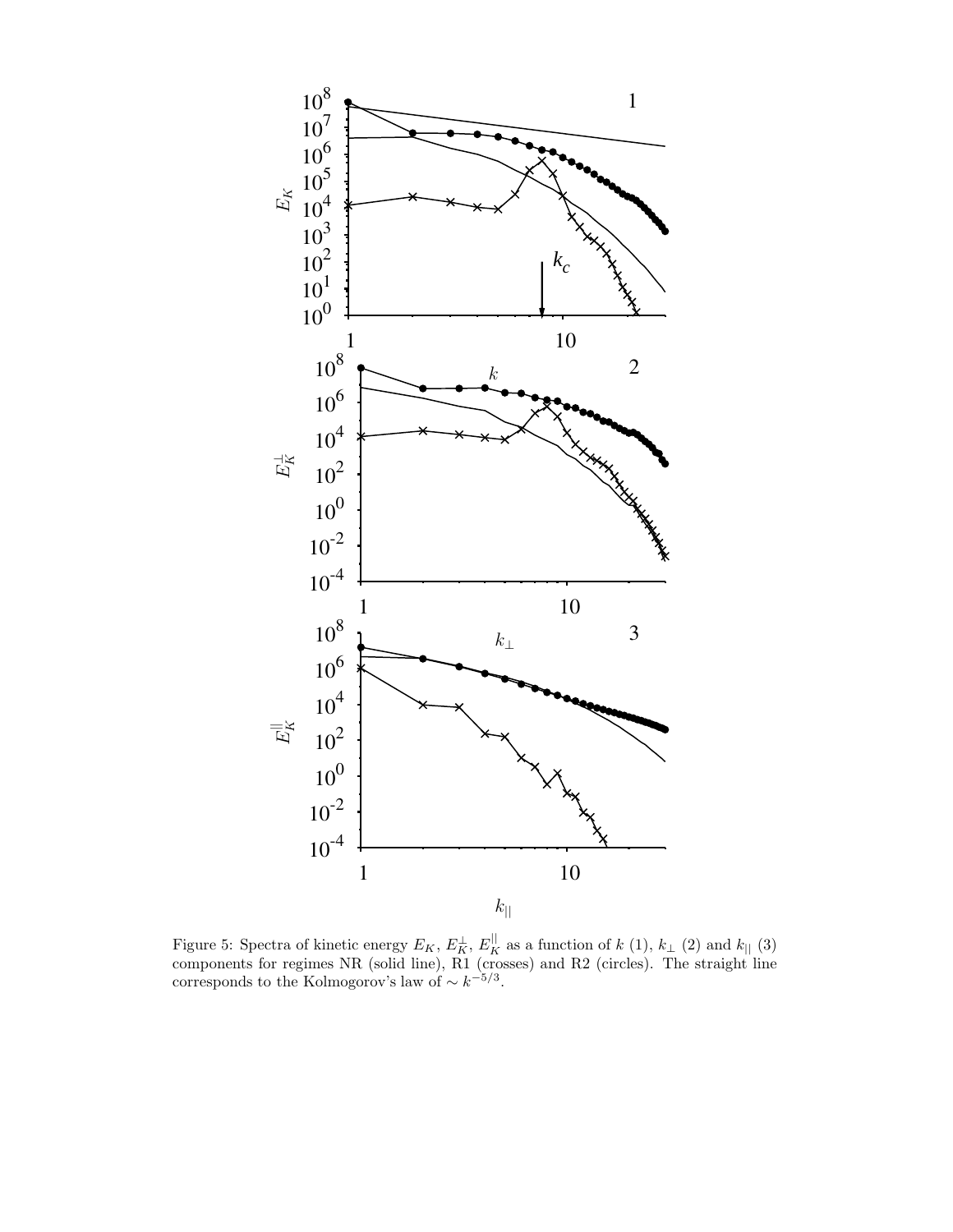1

$10^8$
$10^7$
$10^6$
$10^5$
$10^4$
$10^3$
$10^2$
$10^1$
$10^0$

$E_K$

$k_c$

1
10

2

$k$

$10^8$
$10^6$
$10^4$
$10^2$
$10^0$
$10^{-2}$
$10^{-4}$

$E_K^{\perp}$

1
10

3

$k_{\perp}$

$10^8$
$10^6$
$10^4$
$10^2$
$10^0$
$10^{-2}$
$10^{-4}$

$E_K^{||}$

1
10

$k_{||}$

Figure 5: Spectra of kinetic energy $E_K$, $E_K^{\perp}$, $E_K^{||}$ as a function of $k$ (1), $k_{\perp}$ (2) and $k_{||}$ (3) components for regimes NR (solid line), R1 (crosses) and R2 (circles). The straight line corresponds to the Kolmogorov's law of $\sim k^{-5/3}$.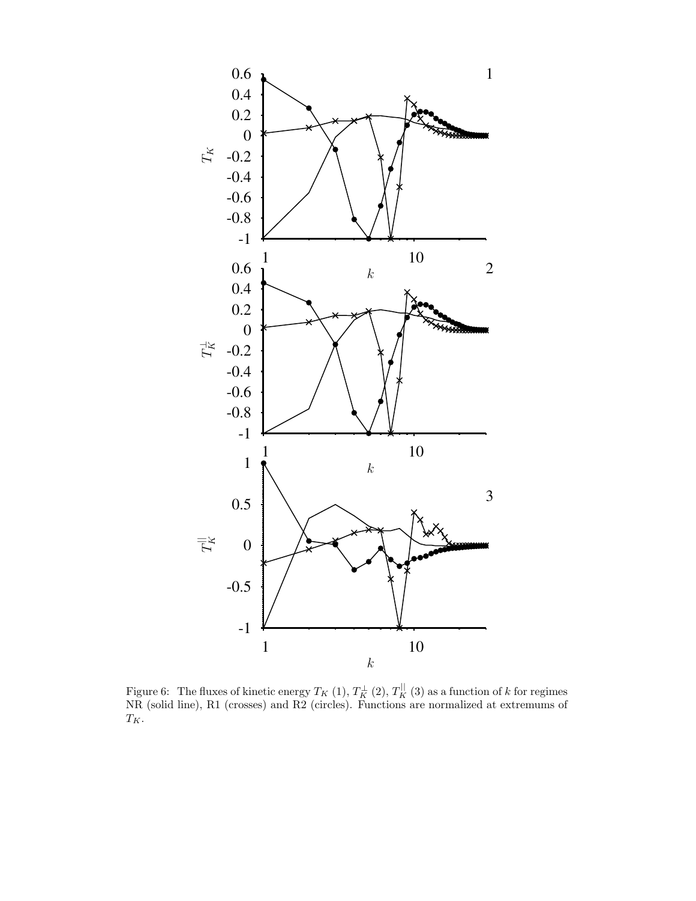1

0.6
0.4
0.2
0
-0.2
-0.4
-0.6
-0.8
-1

$T_K$

1
10
$k$

2

0.6
0.4
0.2
0
-0.2
-0.4
-0.6
-0.8
-1

$T_K^{\perp}$

1
10
$k$

3

1
0.5
0
-0.5
-1

$T_K^{||}$

1
10
$k$

Figure 6: The fluxes of kinetic energy $T_K$ (1), $T_K^{\perp}$ (2), $T_K^{||}$ (3) as a function of $k$ for regimes NR (solid line), R1 (crosses) and R2 (circles). Functions are normalized at extremums of $T_K$.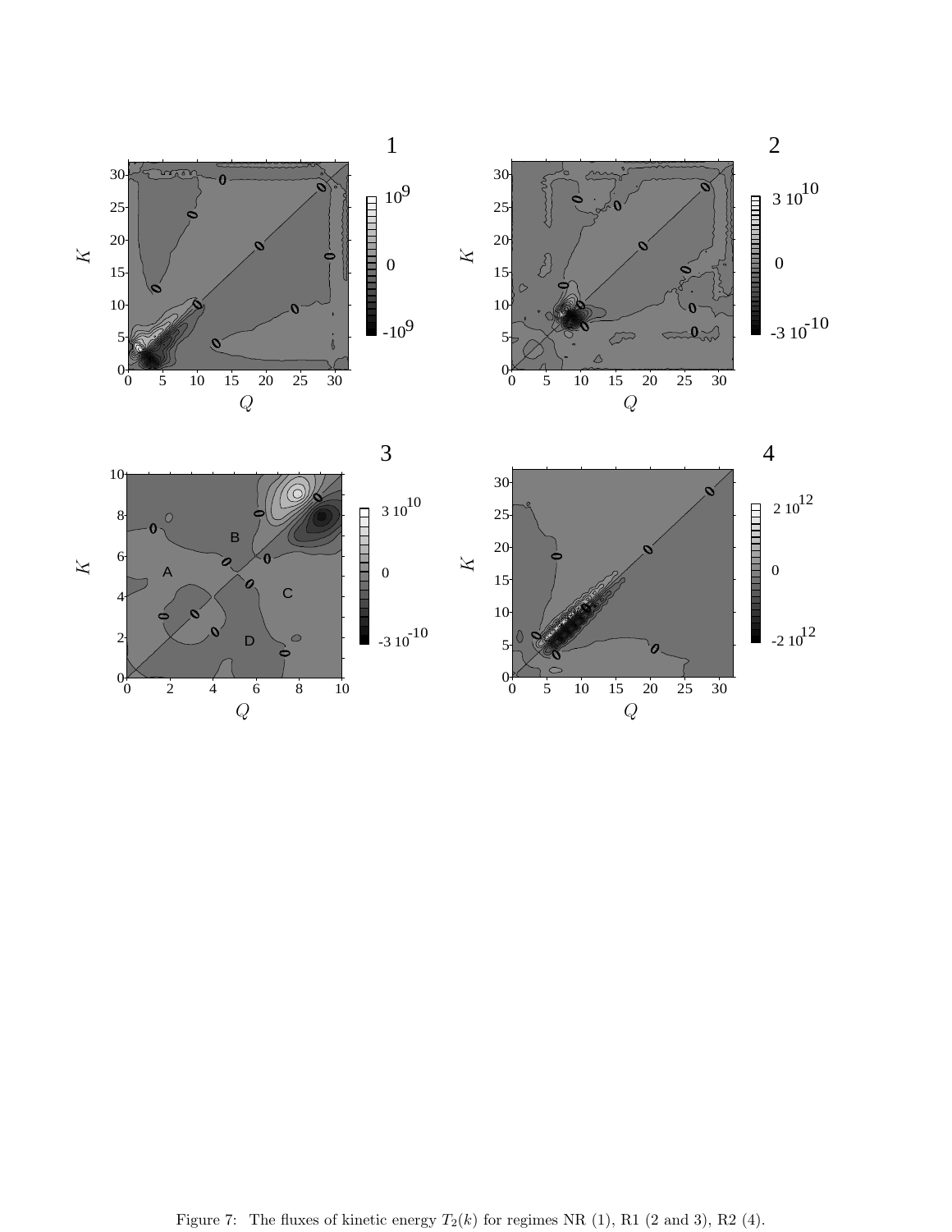1

2

3

4

Figure 7: The fluxes of kinetic energy $T_2(k)$ for regimes NR (1), R1 (2 and 3), R2 (4).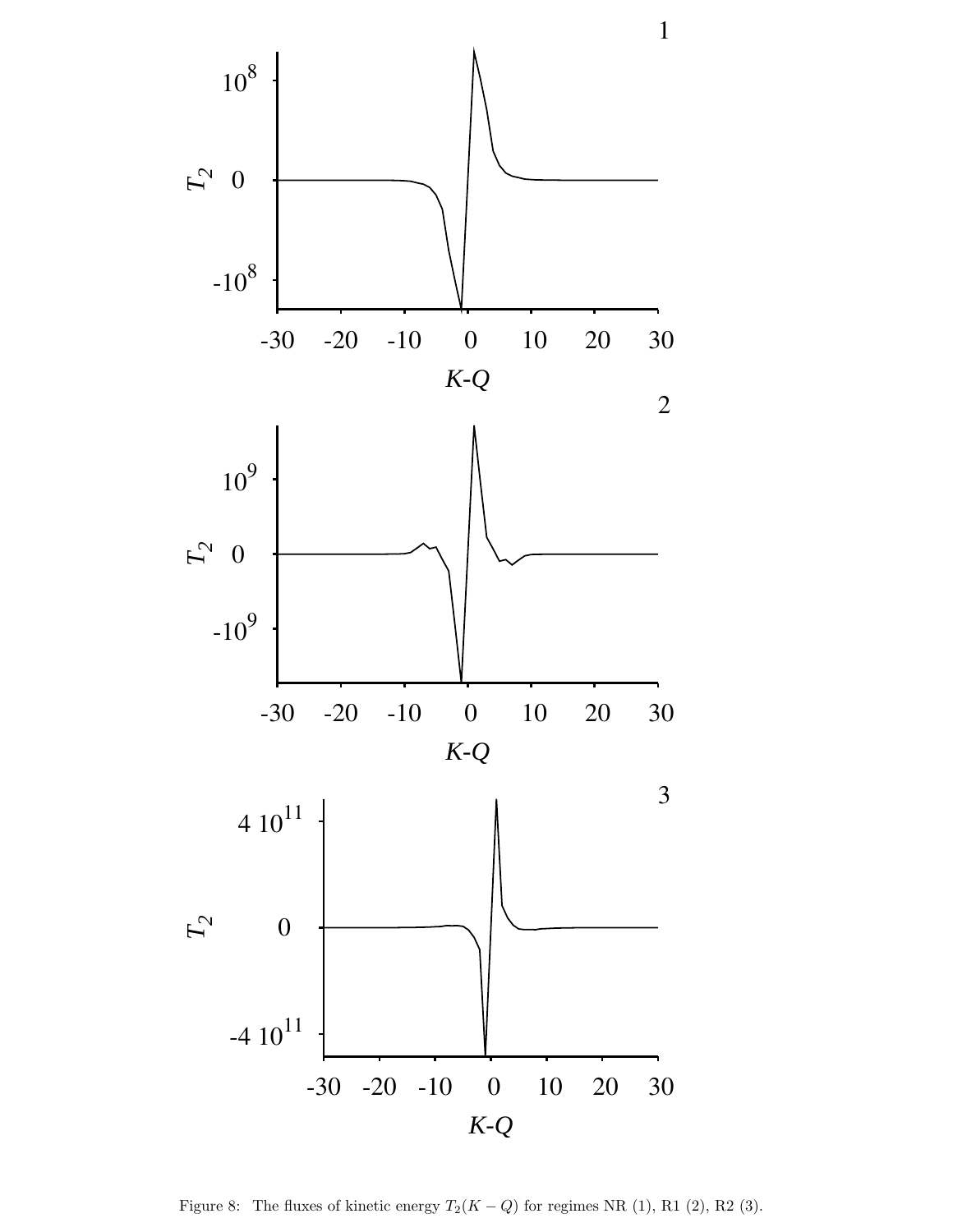1

$10^8$

$T_2$ 0

$-10^8$

-30 -20 -10 0 10 20 30

$K$-$Q$

2

$10^9$

$T_2$ 0

$-10^9$

-30 -20 -10 0 10 20 30

$K$-$Q$

3

$4\ 10^{11}$

$T_2$ 0

$-4\ 10^{11}$

-30 -20 -10 0 10 20 30

$K$-$Q$

Figure 8: The fluxes of kinetic energy $T_2(K-Q)$ for regimes NR (1), R1 (2), R2 (3).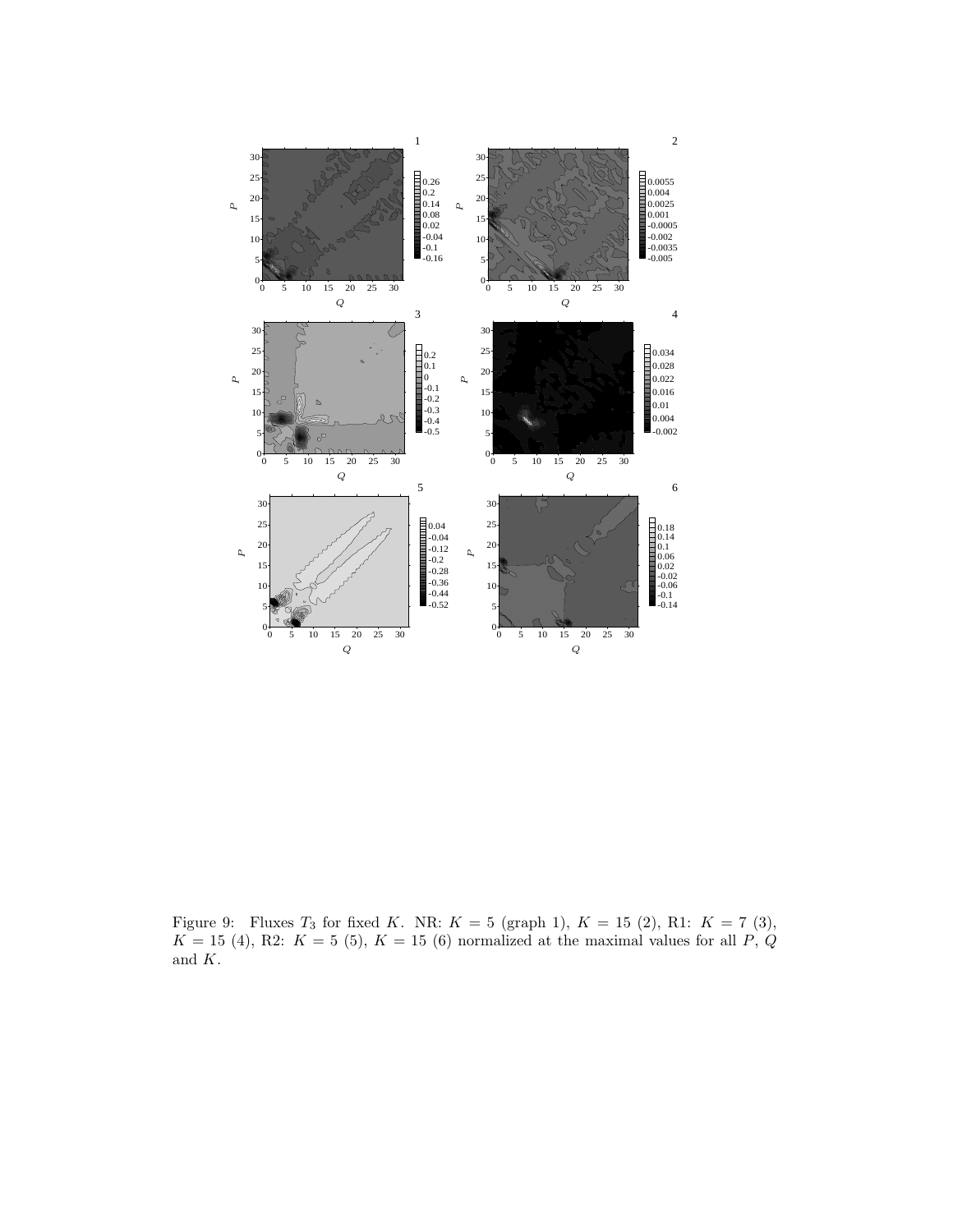1

30
25
20
15
10
5
0

$P$

0 5 10 15 20 25 30

$Q$

0.26
0.2
0.14
0.08
0.02
-0.04
-0.1
-0.16

2

30
25
20
15
10
5
0

$P$

0 5 10 15 20 25 30

$Q$

0.0055
0.004
0.0025
0.001
-0.0005
-0.002
-0.0035
-0.005

3

30
25
20
15
10
5
0

$P$

0 5 10 15 20 25 30

$Q$

0.2
0.1
0
-0.1
-0.2
-0.3
-0.4
-0.5

4

30
25
20
15
10
5
0

$P$

0 5 10 15 20 25 30

$Q$

0.034
0.028
0.022
0.016
0.01
0.004
-0.002

5

30
25
20
15
10
5
0

$P$

0 5 10 15 20 25 30

$Q$

0.04
-0.04
-0.12
-0.2
-0.28
-0.36
-0.44
-0.52

6

30
25
20
15
10
5
0

$P$

0 5 10 15 20 25 30

$Q$

0.18
0.14
0.1
0.06
0.02
-0.02
-0.06
-0.1
-0.14

Figure 9: Fluxes $T_3$ for fixed $K$. NR: $K = 5$ (graph 1), $K = 15$ (2), R1: $K = 7$ (3), $K = 15$ (4), R2: $K = 5$ (5), $K = 15$ (6) normalized at the maximal values for all $P$, $Q$ and $K$.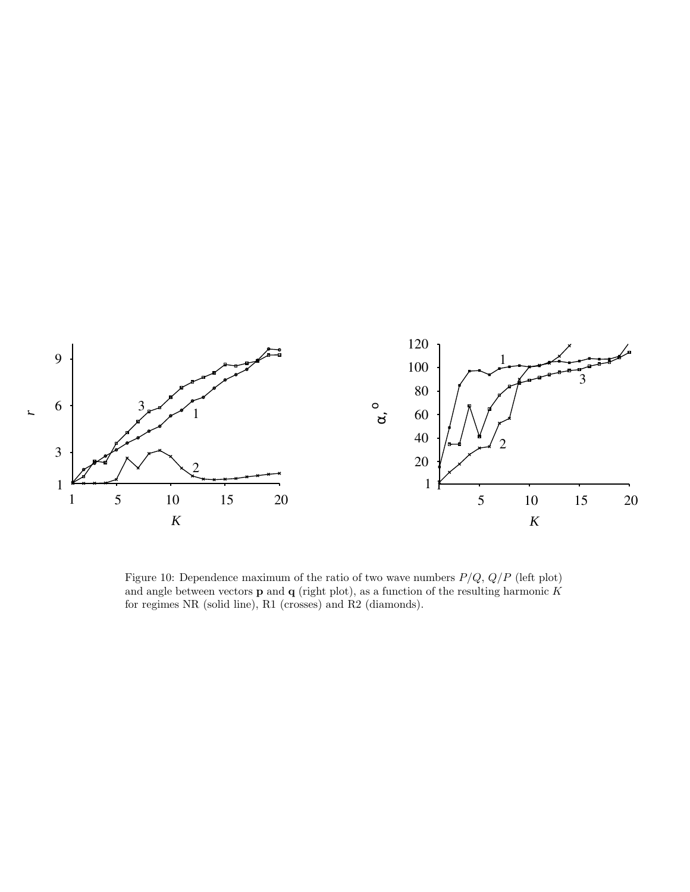$r$

9

6

3

1

1 5 10 15 20

$K$

3

1

2

$\alpha$, $^o$

120

100

80

60

40

20

1

1 5 10 15 20

$K$

1

3

2

Figure 10: Dependence maximum of the ratio of two wave numbers $P/Q$, $Q/P$ (left plot) and angle between vectors $\mathbf{p}$ and $\mathbf{q}$ (right plot), as a function of the resulting harmonic $K$ for regimes NR (solid line), R1 (crosses) and R2 (diamonds).